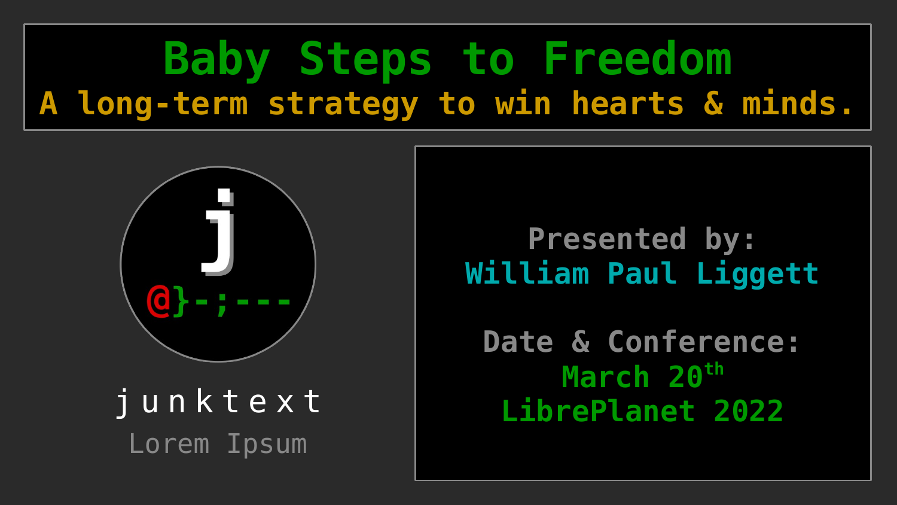# Baby Steps to Freedom

## A long-term strategy to win hearts & minds.

j

@}-;---

junktext

Lorem Ipsum

**Presented by:**
William Paul Liggett

**Date & Conference:**
March 20th
LibrePlanet 2022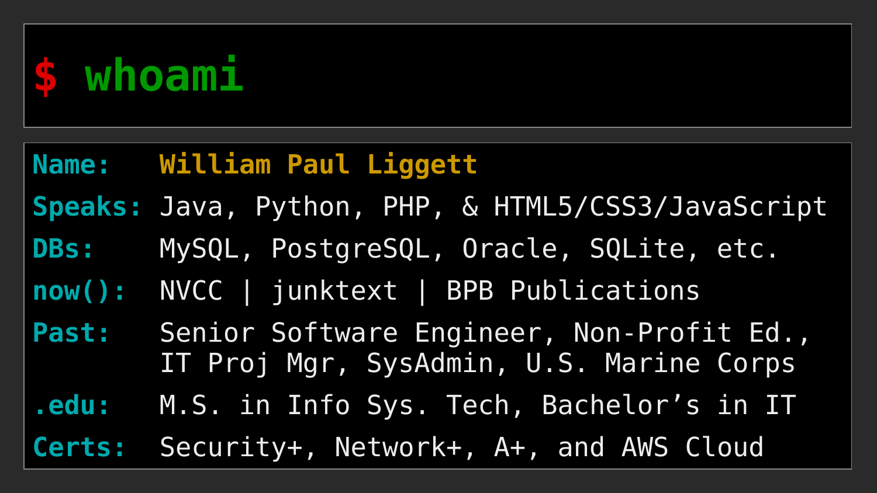# $ whoami

| | |
|---|---|
| **Name:** | **William Paul Liggett** |
| **Speaks:** | Java, Python, PHP, & HTML5/CSS3/JavaScript |
| **DBs:** | MySQL, PostgreSQL, Oracle, SQLite, etc. |
| **now():** | NVCC \| junktext \| BPB Publications |
| **Past:** | Senior Software Engineer, Non-Profit Ed., IT Proj Mgr, SysAdmin, U.S. Marine Corps |
| **.edu:** | M.S. in Info Sys. Tech, Bachelor’s in IT |
| **Certs:** | Security+, Network+, A+, and AWS Cloud |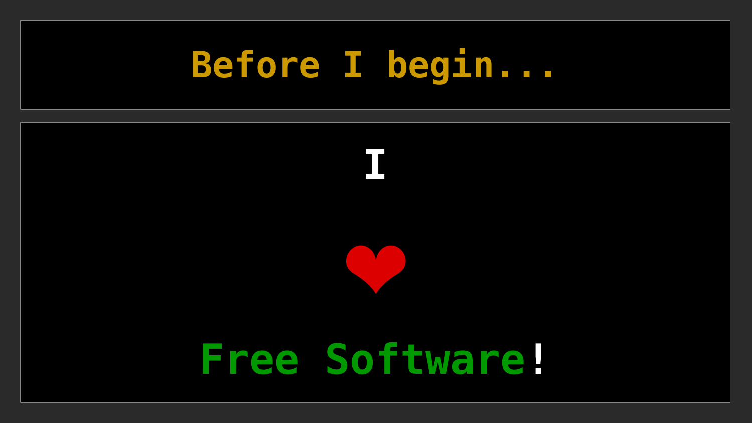# Before I begin...

I

❤

Free Software!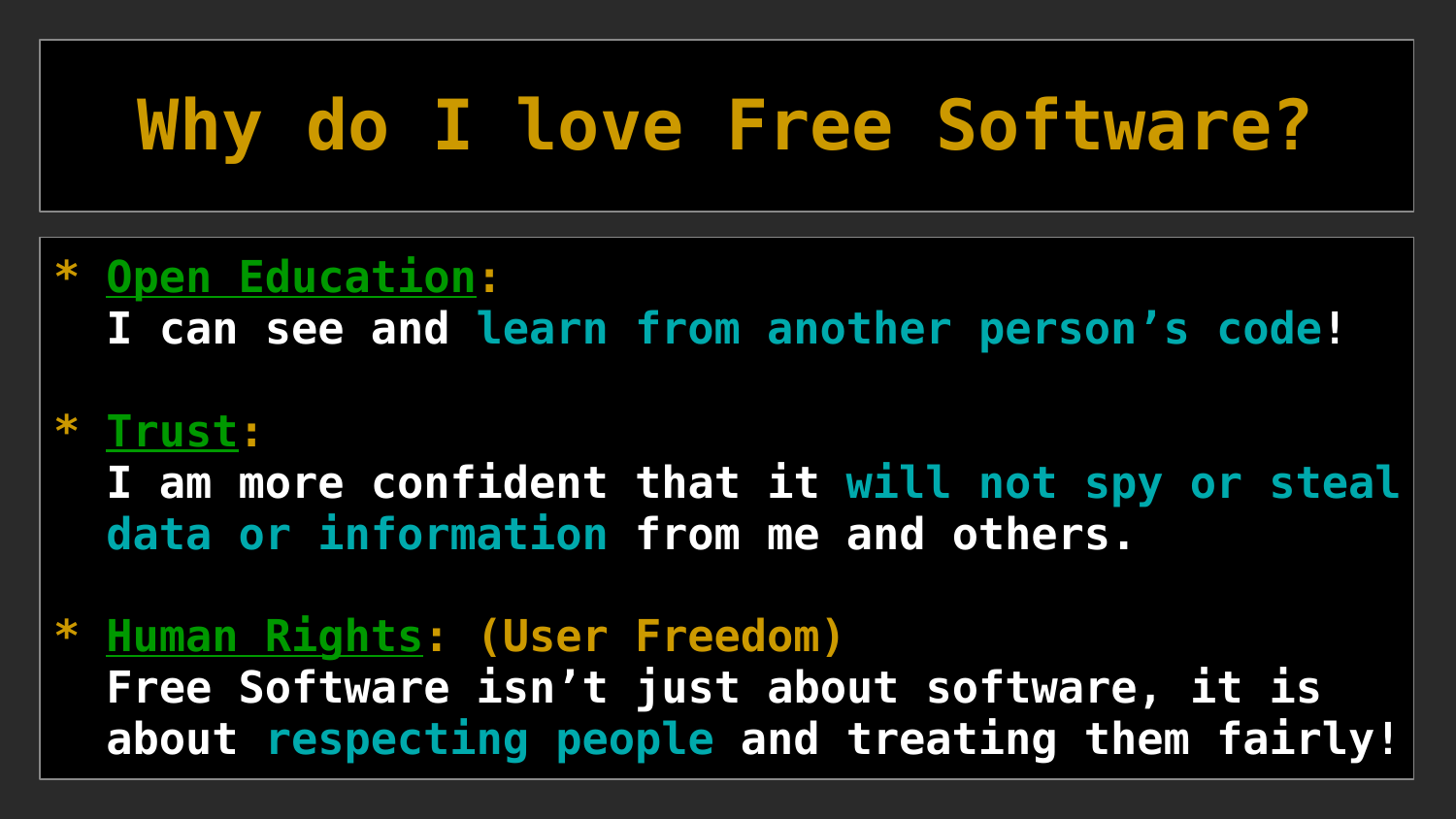# Why do I love Free Software?

* **Open Education**:
  I can see and learn from another person’s code!

* **Trust**:
  I am more confident that it will not spy or steal data or information from me and others.

* **Human Rights**: (User Freedom)
  Free Software isn’t just about software, it is about respecting people and treating them fairly!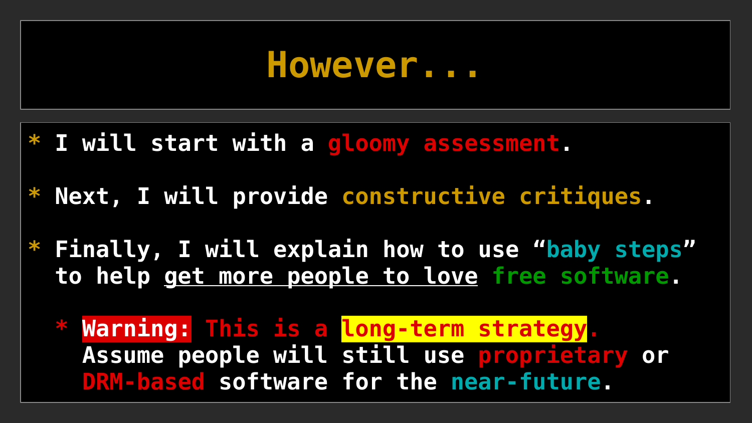# However...

* I will start with a gloomy assessment.

* Next, I will provide constructive critiques.

* Finally, I will explain how to use “baby steps” to help get more people to love free software.

  * **Warning:** This is a long-term strategy. Assume people will still use proprietary or DRM-based software for the near-future.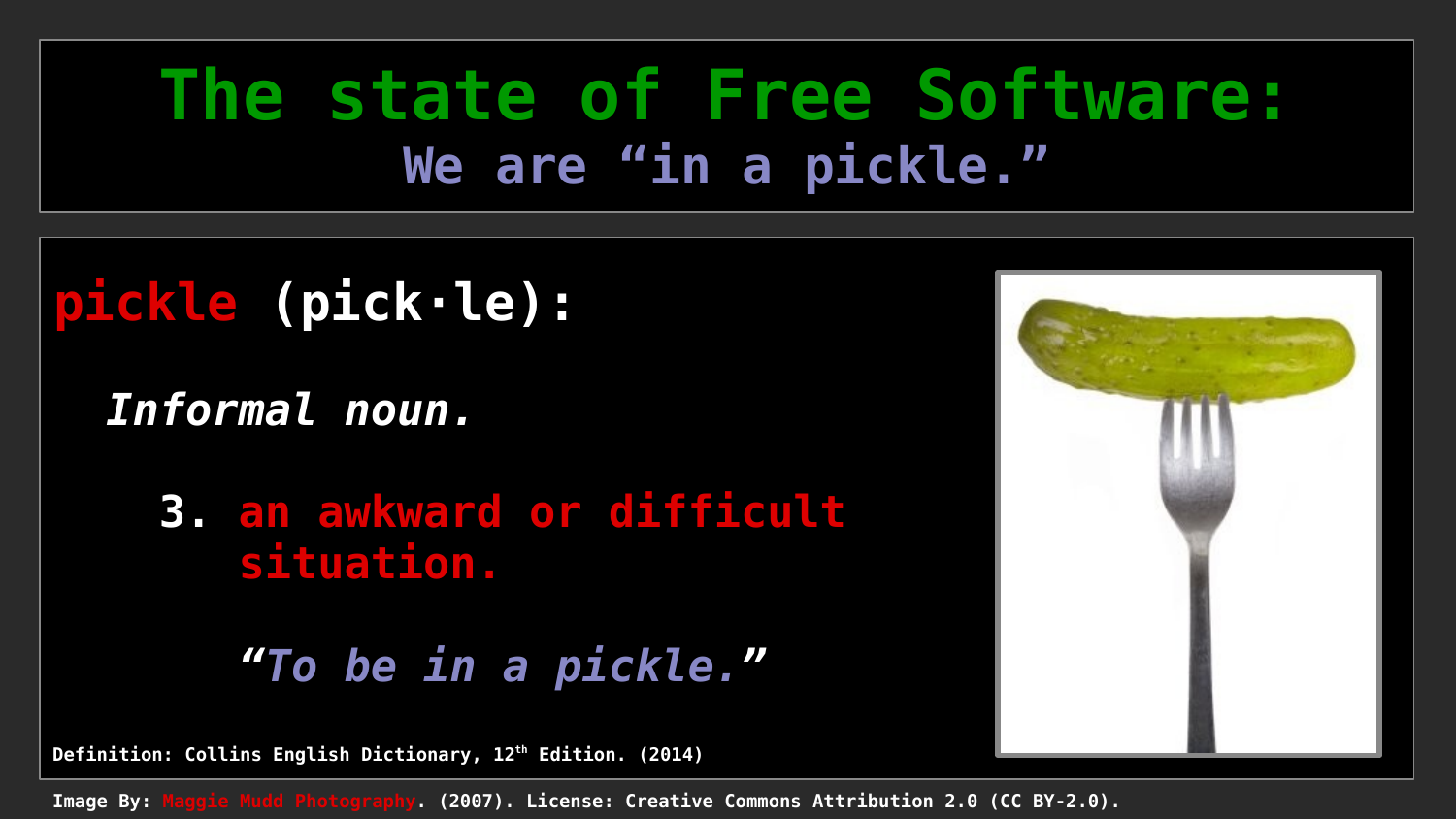# The state of Free Software:

## We are “in a pickle.”

**pickle (pick·le):**

*Informal noun.*

3. an awkward or difficult situation.

*“To be in a pickle.”*

Definition: Collins English Dictionary, 12th Edition. (2014)

Image By: Maggie Mudd Photography. (2007). License: Creative Commons Attribution 2.0 (CC BY-2.0).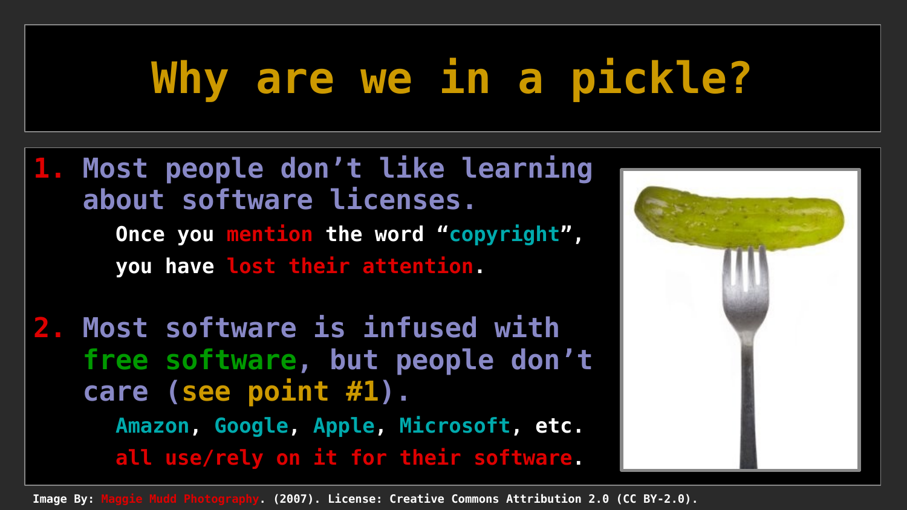# Why are we in a pickle?

1. **Most people don't like learning about software licenses.**

   Once you mention the word "copyright", you have lost their attention.

2. **Most software is infused with free software, but people don't care (see point #1).**

   Amazon, Google, Apple, Microsoft, etc. all use/rely on it for their software.

Image By: Maggie Mudd Photography. (2007). License: Creative Commons Attribution 2.0 (CC BY-2.0).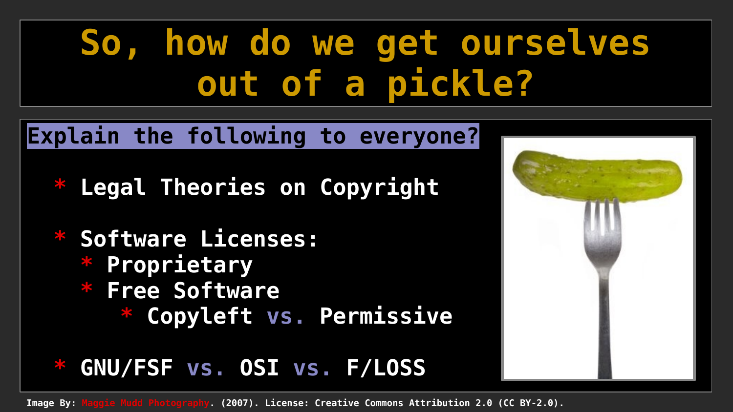# So, how do we get ourselves out of a pickle?

**Explain the following to everyone?**

- Legal Theories on Copyright
- Software Licenses:
  - Proprietary
  - Free Software
    - Copyleft vs. Permissive
- GNU/FSF vs. OSI vs. F/LOSS

Image By: Maggie Mudd Photography. (2007). License: Creative Commons Attribution 2.0 (CC BY-2.0).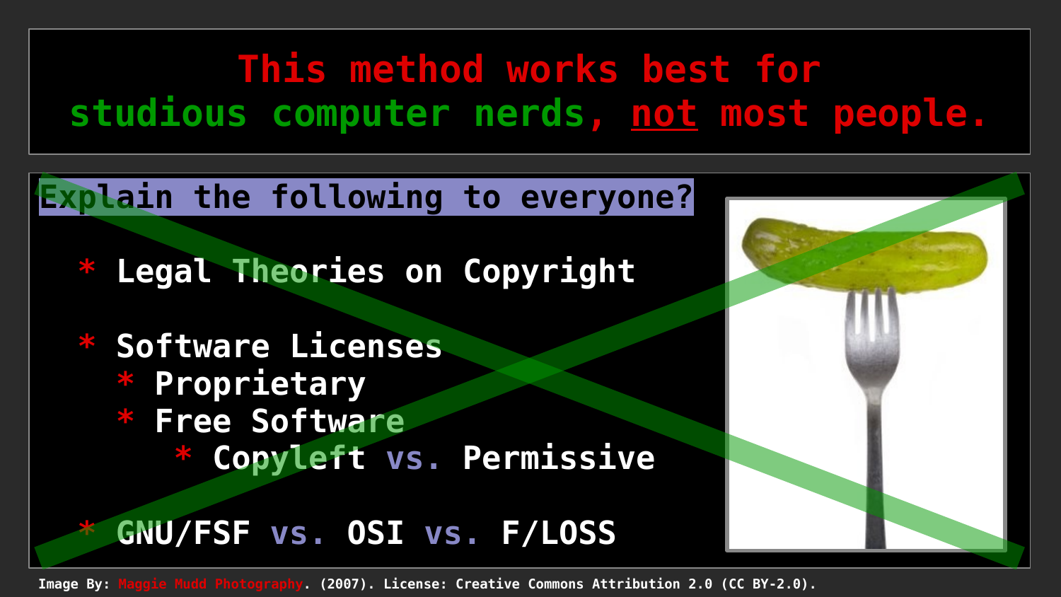# This method works best for studious computer nerds, not most people.

**Explain the following to everyone?**

* Legal Theories on Copyright
* Software Licenses
  * Proprietary
  * Free Software
    * Copyleft vs. Permissive
* GNU/FSF vs. OSI vs. F/LOSS

Image By: Maggie Mudd Photography. (2007). License: Creative Commons Attribution 2.0 (CC BY-2.0).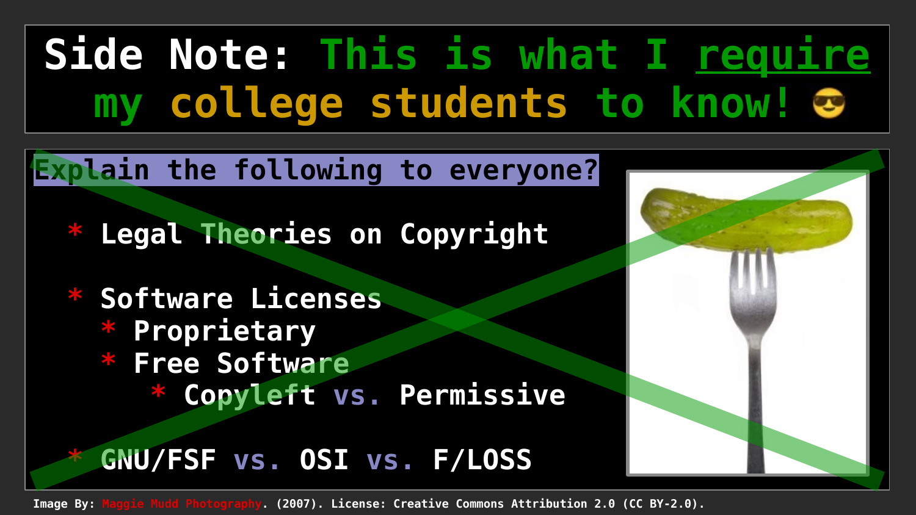# Side Note: This is what I require my college students to know! 😎

**Explain the following to everyone?**

* Legal Theories on Copyright
* Software Licenses
  * Proprietary
  * Free Software
    * Copyleft vs. Permissive
* GNU/FSF vs. OSI vs. F/LOSS

Image By: Maggie Mudd Photography. (2007). License: Creative Commons Attribution 2.0 (CC BY-2.0).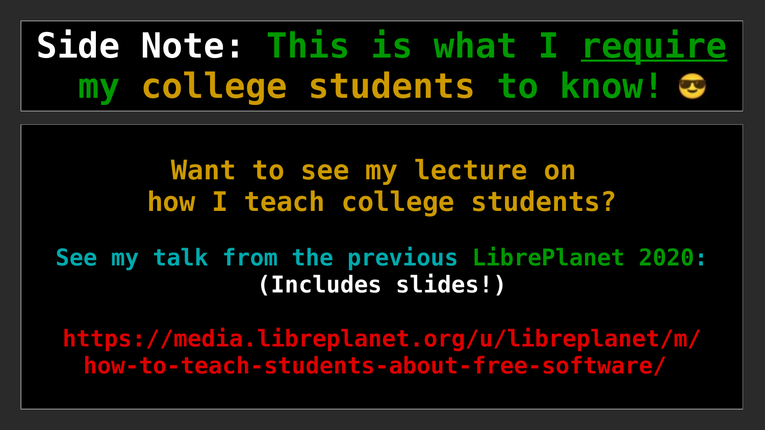# Side Note: This is what I require my college students to know! 😎

Want to see my lecture on how I teach college students?

See my talk from the previous LibrePlanet 2020:
(Includes slides!)

https://media.libreplanet.org/u/libreplanet/m/how-to-teach-students-about-free-software/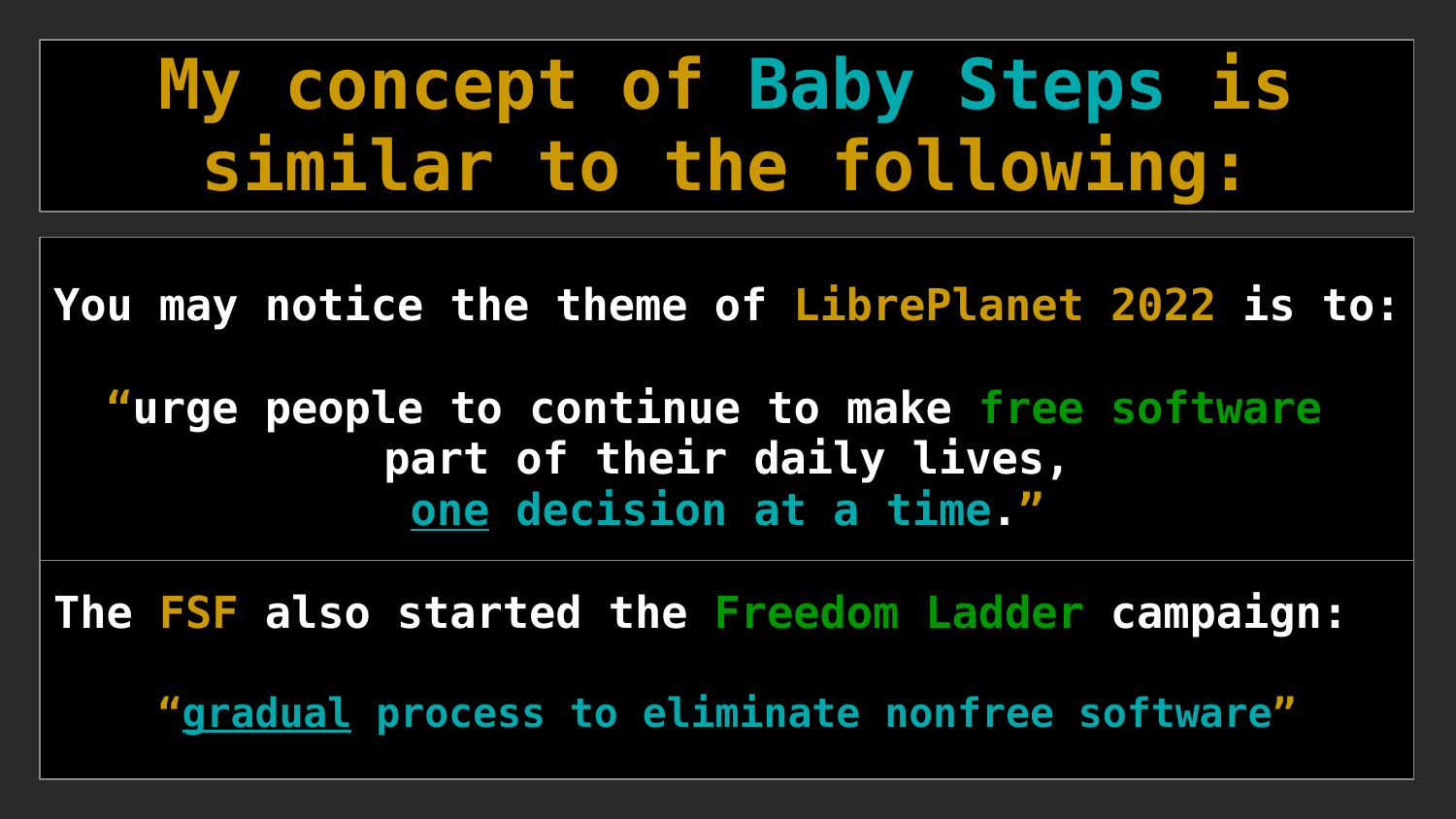# My concept of Baby Steps is similar to the following:

You may notice the theme of LibrePlanet 2022 is to:

"urge people to continue to make free software part of their daily lives, one decision at a time."

The FSF also started the Freedom Ladder campaign:

"gradual process to eliminate nonfree software"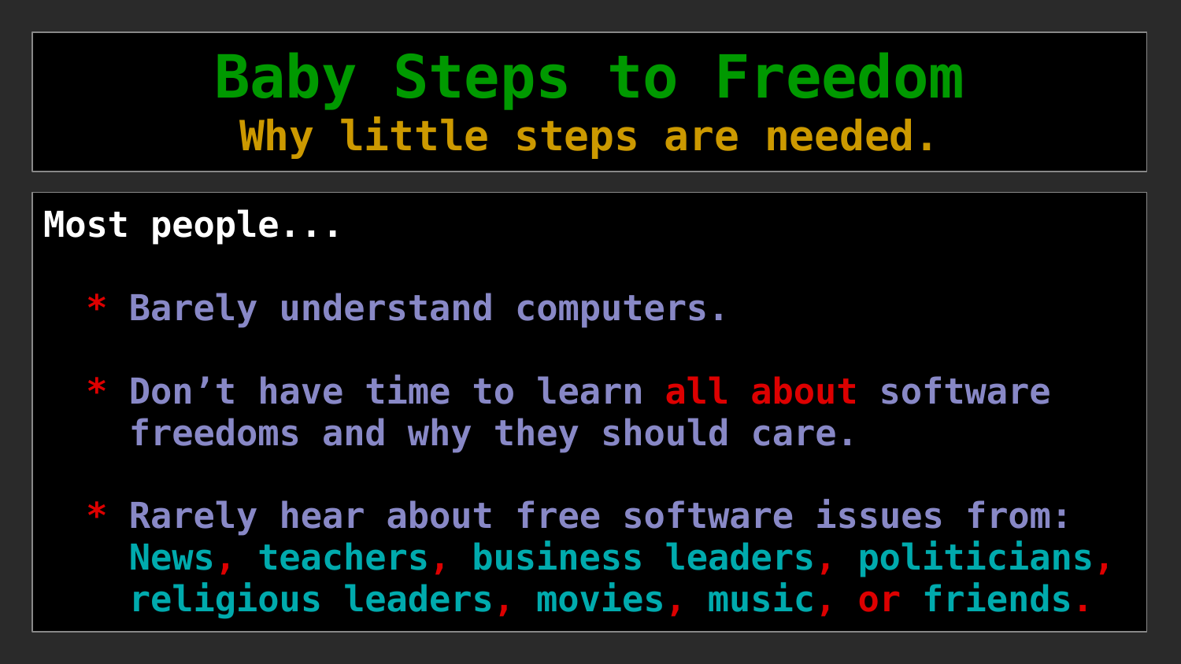# Baby Steps to Freedom

## Why little steps are needed.

Most people...

* Barely understand computers.
* Don’t have time to learn all about software freedoms and why they should care.
* Rarely hear about free software issues from: News, teachers, business leaders, politicians, religious leaders, movies, music, or friends.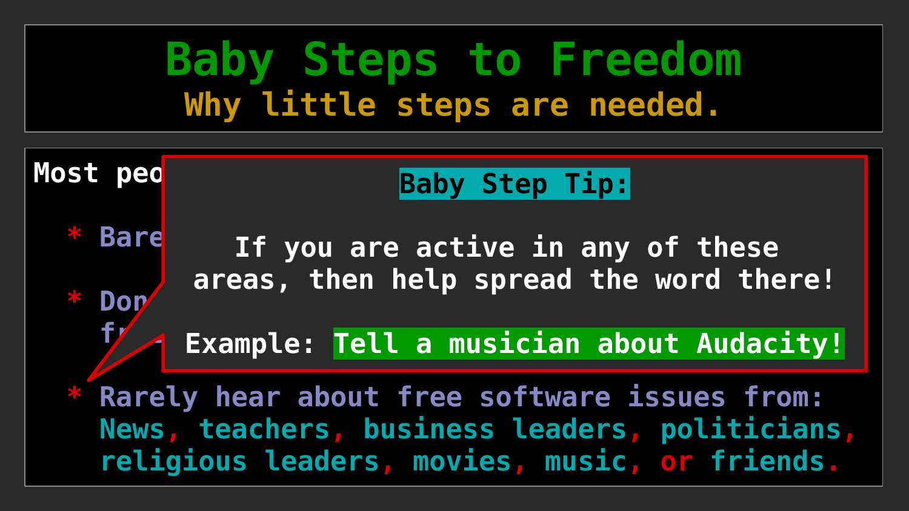# Baby Steps to Freedom

## Why little steps are needed.

Most peo

* Bare

* Don
  fr

* Rarely hear about free software issues from:
  News, teachers, business leaders, politicians, religious leaders, movies, music, or friends.

**Baby Step Tip:**

If you are active in any of these areas, then help spread the word there!

Example: **Tell a musician about Audacity!**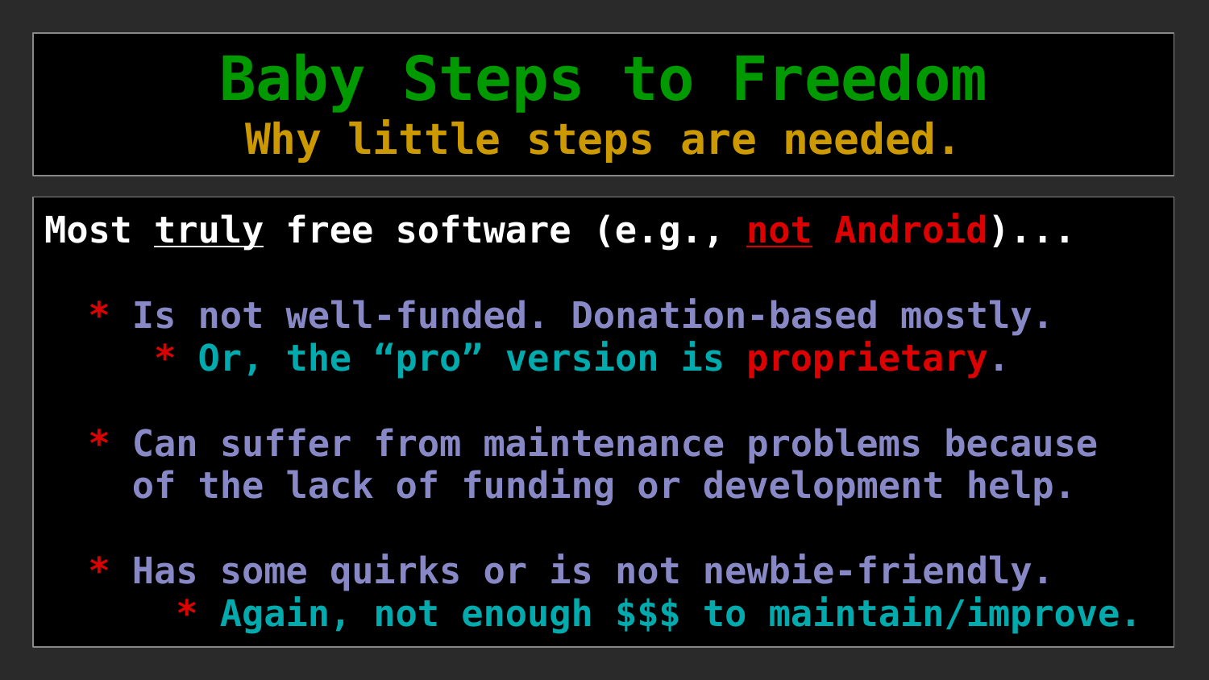# Baby Steps to Freedom

## Why little steps are needed.

Most <u>truly</u> free software (e.g., <u>not</u> Android)...

* Is not well-funded. Donation-based mostly.
  * Or, the “pro” version is proprietary.

* Can suffer from maintenance problems because of the lack of funding or development help.

* Has some quirks or is not newbie-friendly.
  * Again, not enough $$$ to maintain/improve.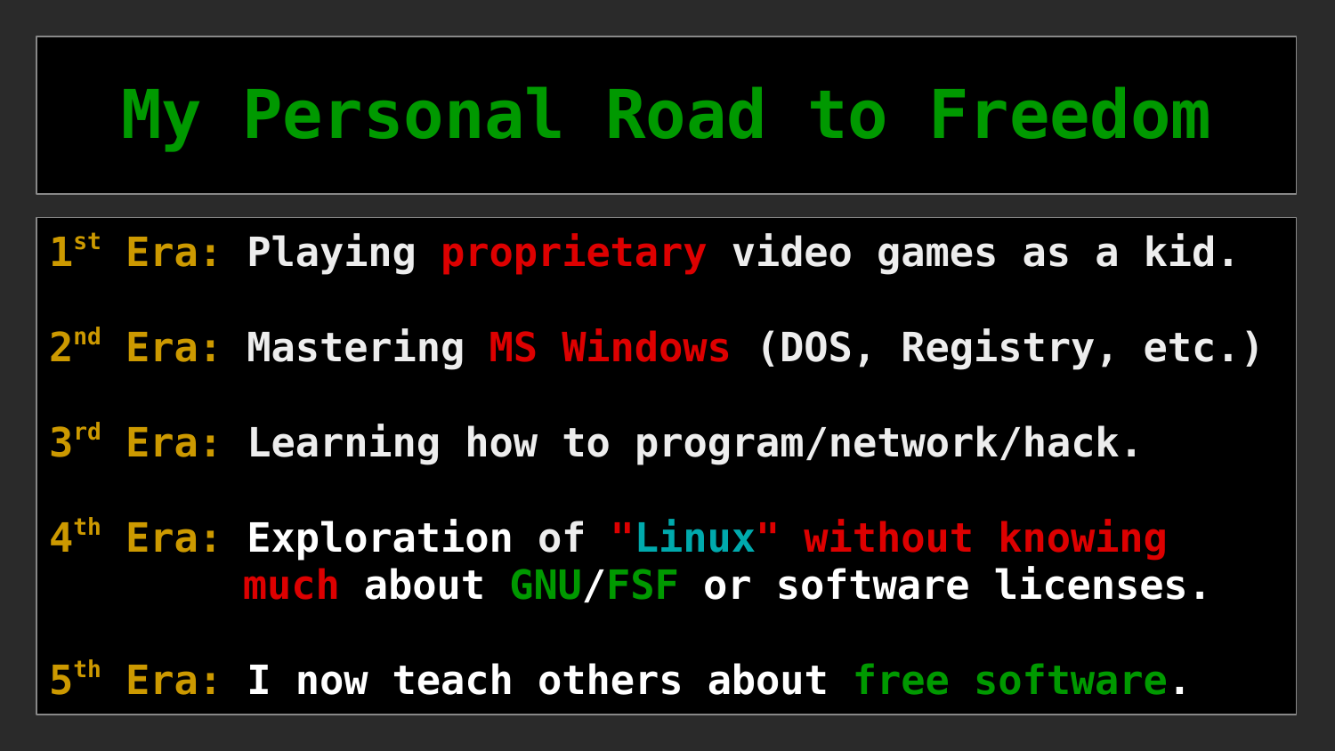# My Personal Road to Freedom

1st Era: Playing proprietary video games as a kid.

2nd Era: Mastering MS Windows (DOS, Registry, etc.)

3rd Era: Learning how to program/network/hack.

4th Era: Exploration of "Linux" without knowing much about GNU/FSF or software licenses.

5th Era: I now teach others about free software.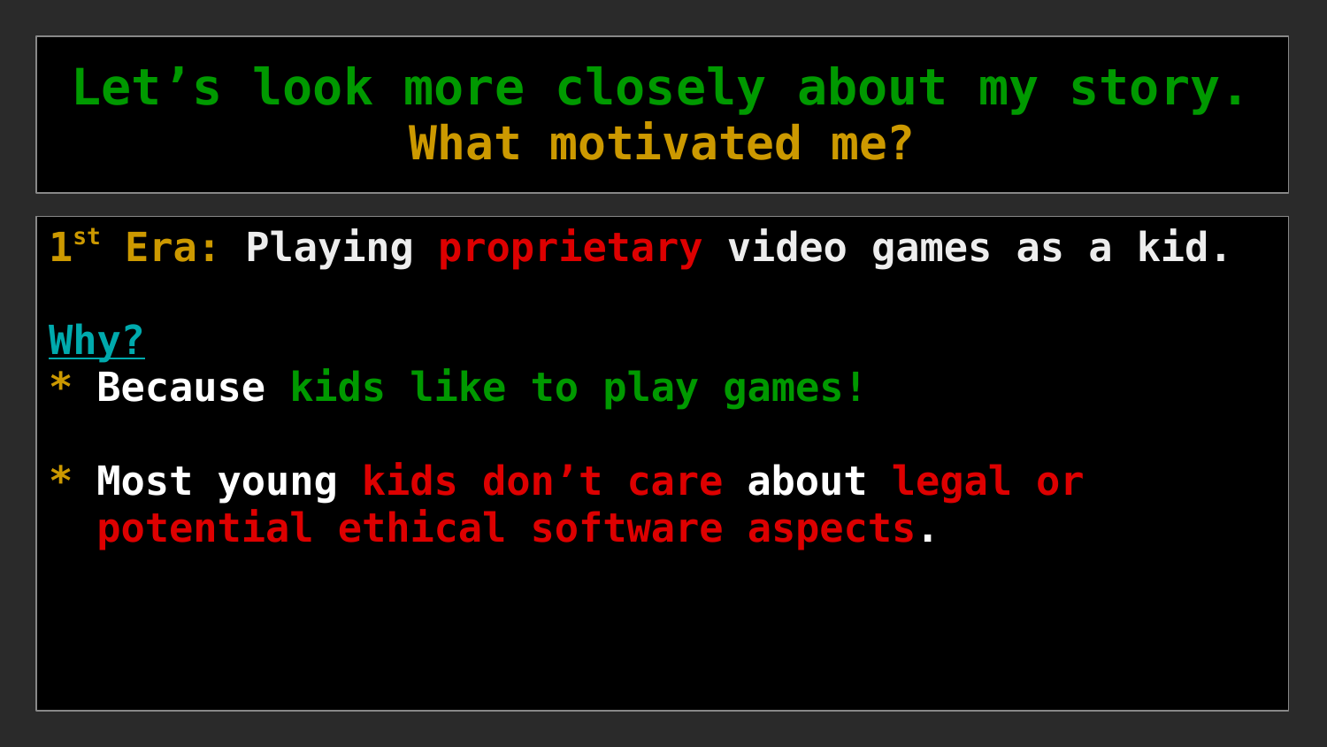# Let’s look more closely about my story.
## What motivated me?

**1st Era:** Playing proprietary video games as a kid.

Why?

* Because kids like to play games!

* Most young kids don’t care about legal or potential ethical software aspects.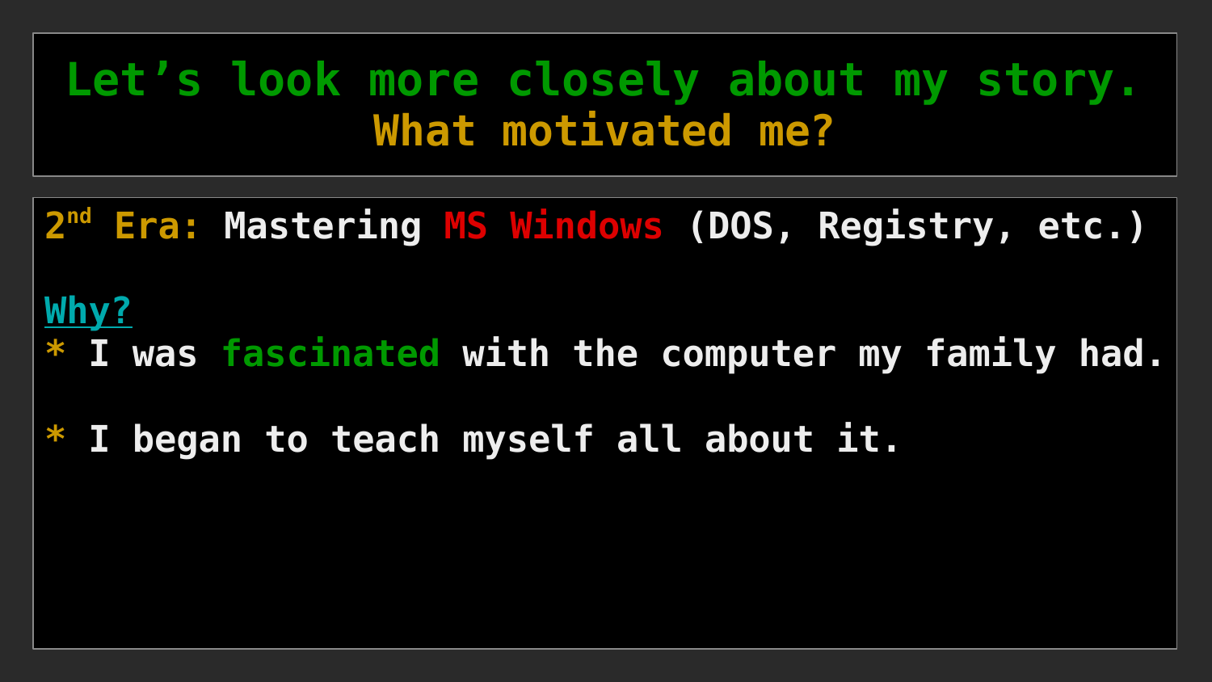# Let’s look more closely about my story.
## What motivated me?

**2nd Era:** Mastering MS Windows (DOS, Registry, etc.)

**Why?**

* I was fascinated with the computer my family had.

* I began to teach myself all about it.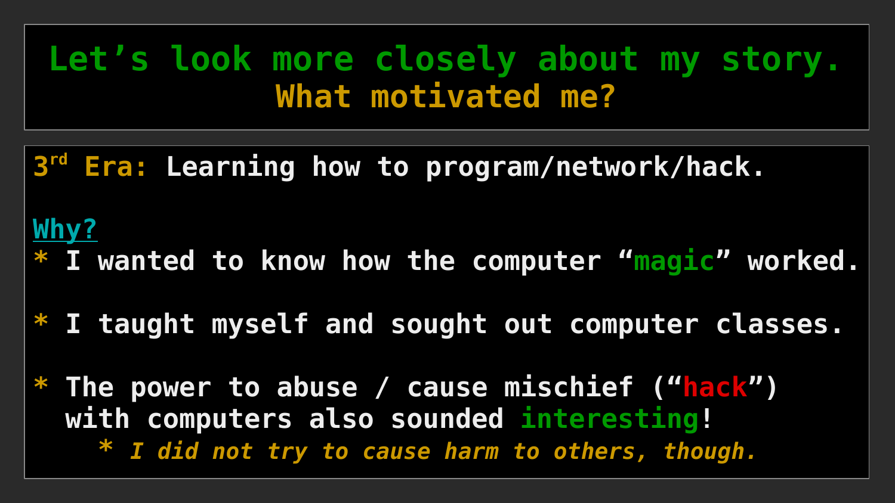# Let's look more closely about my story.
## What motivated me?

**3rd Era:** Learning how to program/network/hack.

**Why?**

* I wanted to know how the computer "magic" worked.

* I taught myself and sought out computer classes.

* The power to abuse / cause mischief ("hack") with computers also sounded interesting!
  * *I did not try to cause harm to others, though.*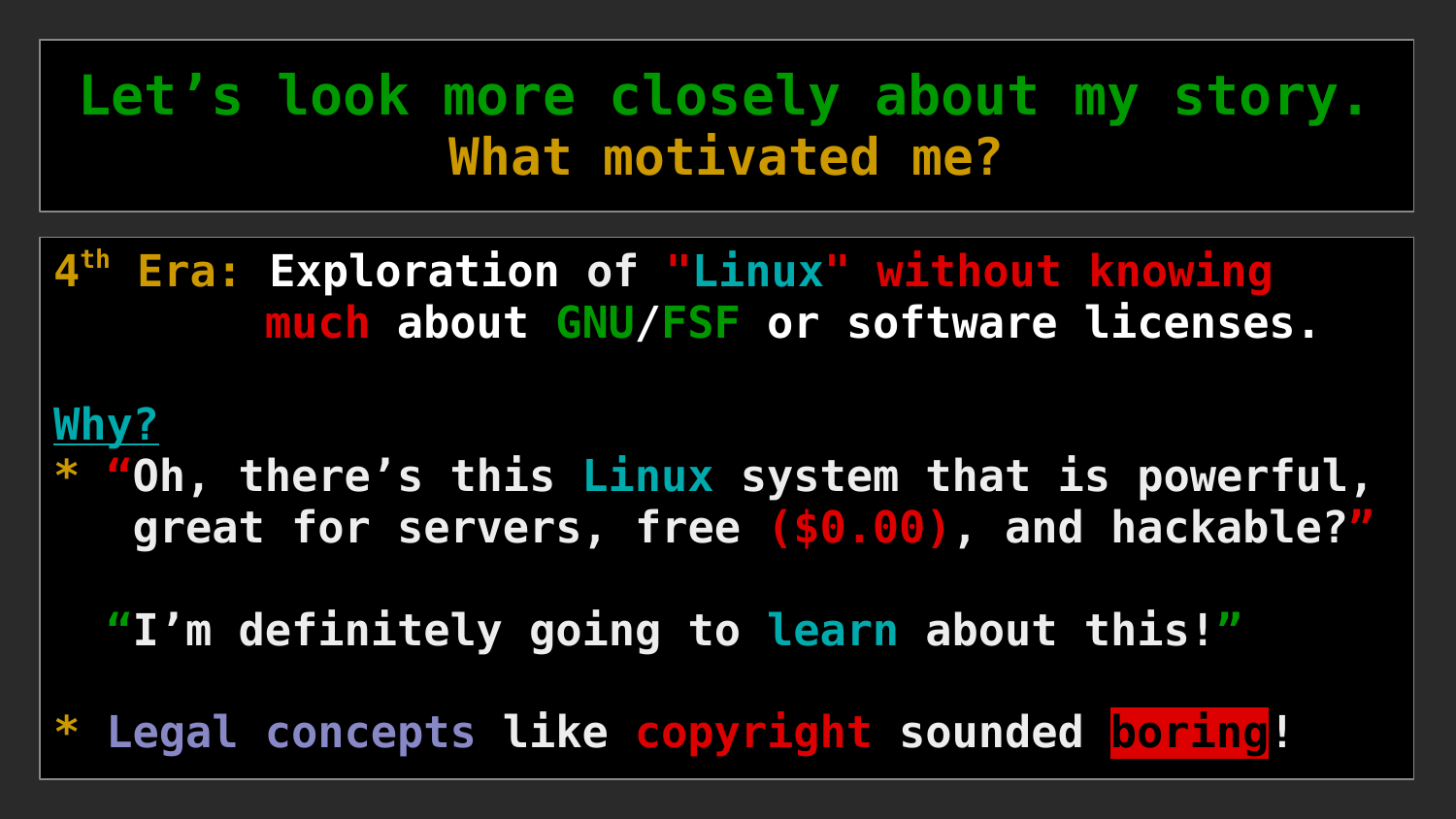# Let's look more closely about my story.

## What motivated me?

**4th Era:** Exploration of "Linux" without knowing much about GNU/FSF or software licenses.

**Why?**

* "Oh, there's this Linux system that is powerful, great for servers, free ($0.00), and hackable?"

  "I'm definitely going to learn about this!"

* Legal concepts like copyright sounded boring!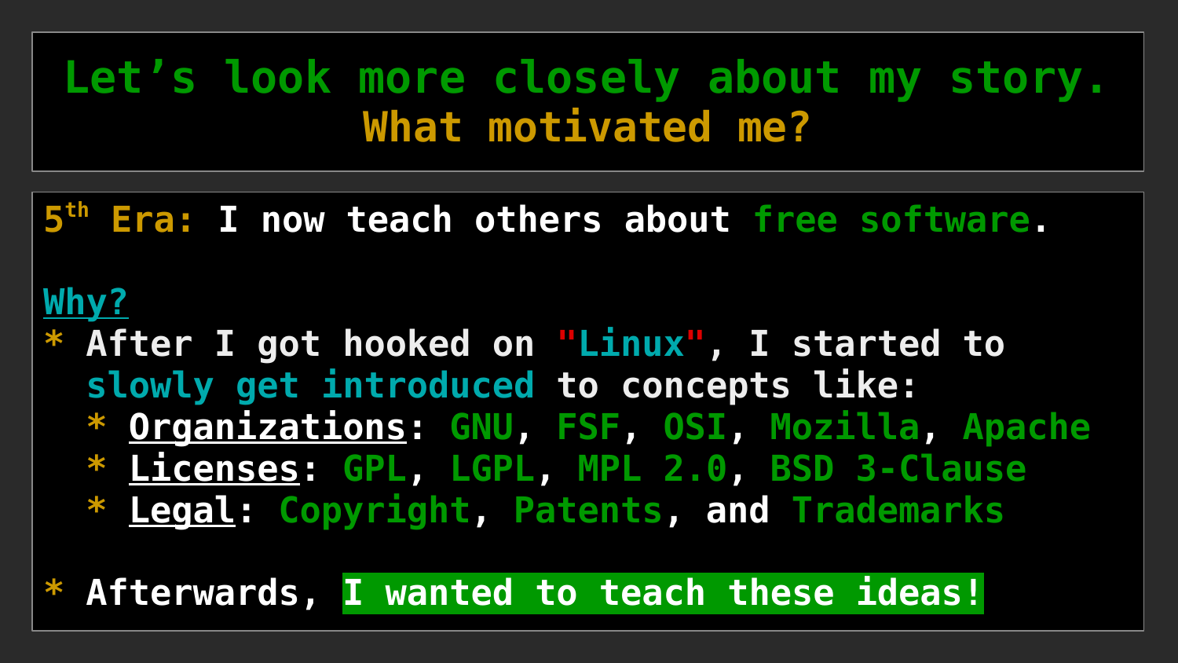# Let’s look more closely about my story.
## What motivated me?

5th Era: I now teach others about free software.

Why?

* After I got hooked on "Linux", I started to slowly get introduced to concepts like:
  * **Organizations**: GNU, FSF, OSI, Mozilla, Apache
  * **Licenses**: GPL, LGPL, MPL 2.0, BSD 3-Clause
  * **Legal**: Copyright, Patents, and Trademarks

* Afterwards, **I wanted to teach these ideas!**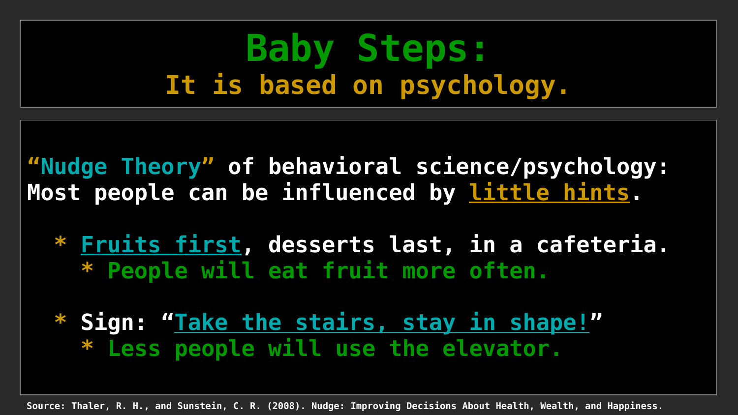# Baby Steps:

## It is based on psychology.

"Nudge Theory" of behavioral science/psychology:
Most people can be influenced by little hints.

* Fruits first, desserts last, in a cafeteria.
  * People will eat fruit more often.

* Sign: "Take the stairs, stay in shape!"
  * Less people will use the elevator.

Source: Thaler, R. H., and Sunstein, C. R. (2008). Nudge: Improving Decisions About Health, Wealth, and Happiness.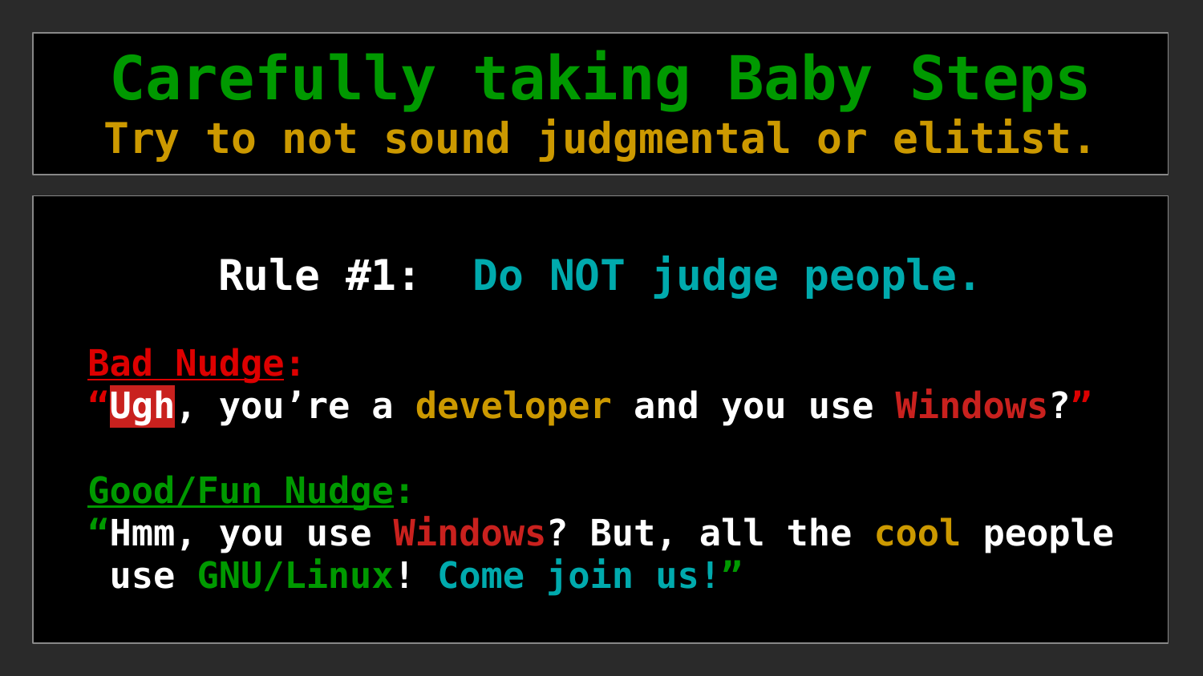# Carefully taking Baby Steps

## Try to not sound judgmental or elitist.

**Rule #1: Do NOT judge people.**

Bad Nudge:

"Ugh, you're a developer and you use Windows?"

Good/Fun Nudge:

"Hmm, you use Windows? But, all the cool people use GNU/Linux! Come join us!"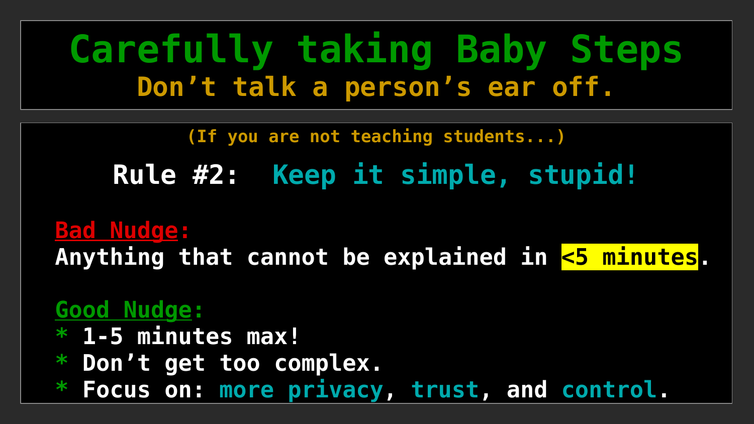# Carefully taking Baby Steps

## Don’t talk a person’s ear off.

(If you are not teaching students...)

**Rule #2: Keep it simple, stupid!**

**Bad Nudge:**
Anything that cannot be explained in **<5 minutes**.

**Good Nudge:**
* 1-5 minutes max!
* Don’t get too complex.
* Focus on: more privacy, trust, and control.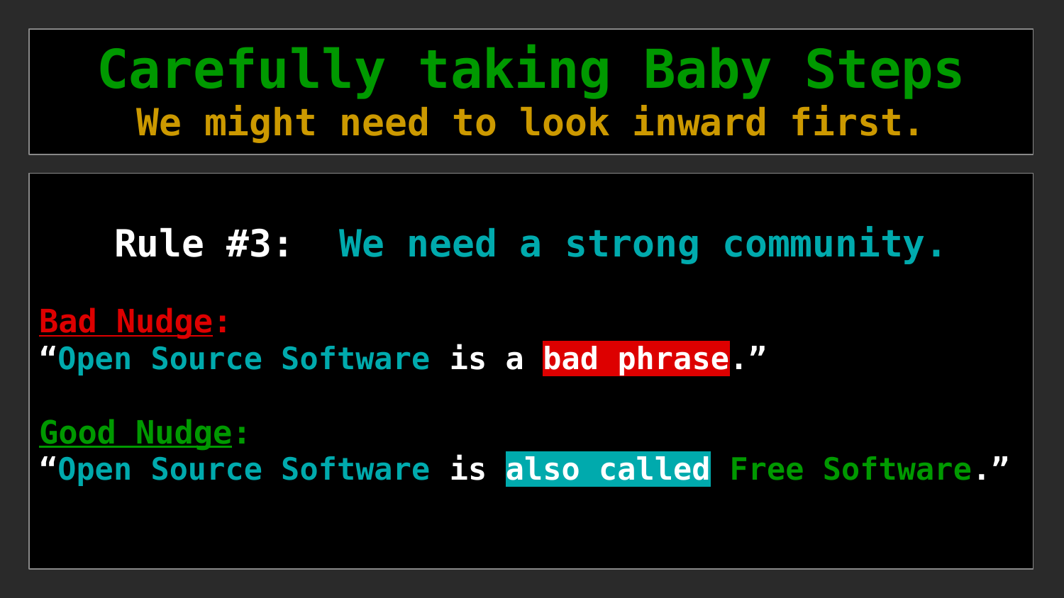# Carefully taking Baby Steps

## We might need to look inward first.

**Rule #3:** We need a strong community.

<u>Bad Nudge</u>:

"Open Source Software is a **bad phrase**."

<u>Good Nudge</u>:

"Open Source Software is **also called** Free Software."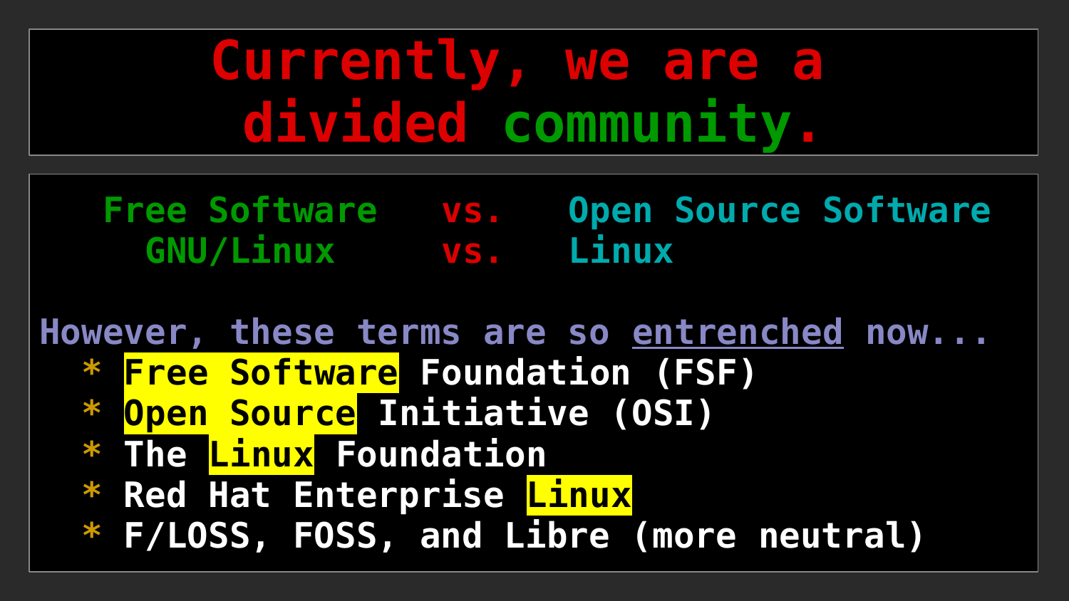# Currently, we are a divided community.

Free Software vs. Open Source Software
GNU/Linux vs. Linux

However, these terms are so <u>entrenched</u> now...

* Free Software Foundation (FSF)
* Open Source Initiative (OSI)
* The Linux Foundation
* Red Hat Enterprise Linux
* F/LOSS, FOSS, and Libre (more neutral)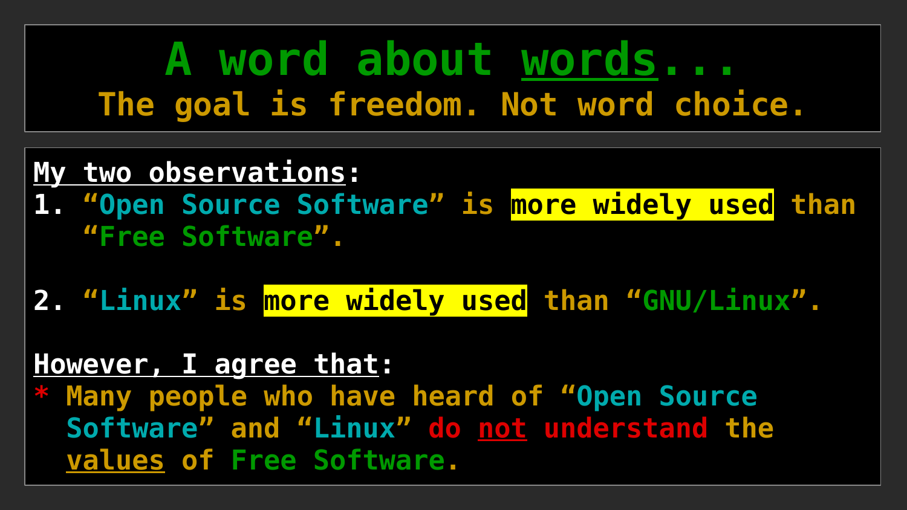# A word about words...

## The goal is freedom. Not word choice.

**My two observations:**

1. "Open Source Software" is **more widely used** than "Free Software".

2. "Linux" is **more widely used** than "GNU/Linux".

**However, I agree that:**

* Many people who have heard of "Open Source Software" and "Linux" do not understand the values of Free Software.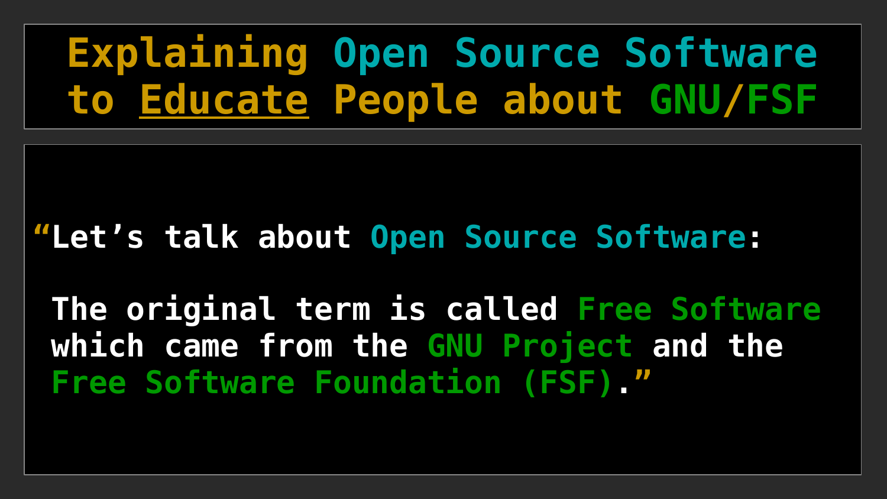# Explaining Open Source Software to Educate People about GNU/FSF

“Let’s talk about Open Source Software:

The original term is called Free Software which came from the GNU Project and the Free Software Foundation (FSF).”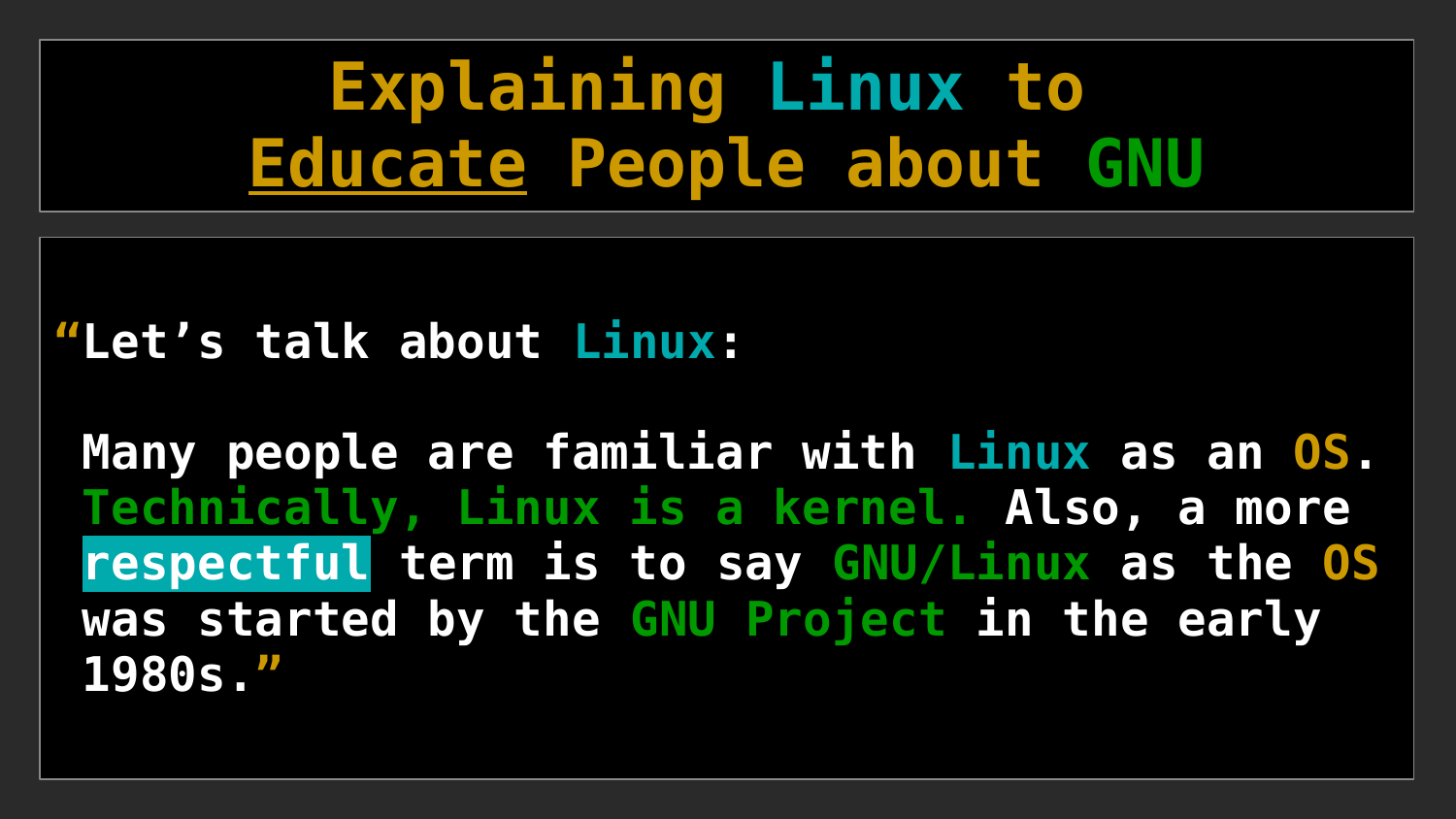# Explaining Linux to Educate People about GNU

"Let's talk about Linux:

Many people are familiar with Linux as an OS. Technically, Linux is a kernel. Also, a more respectful term is to say GNU/Linux as the OS was started by the GNU Project in the early 1980s."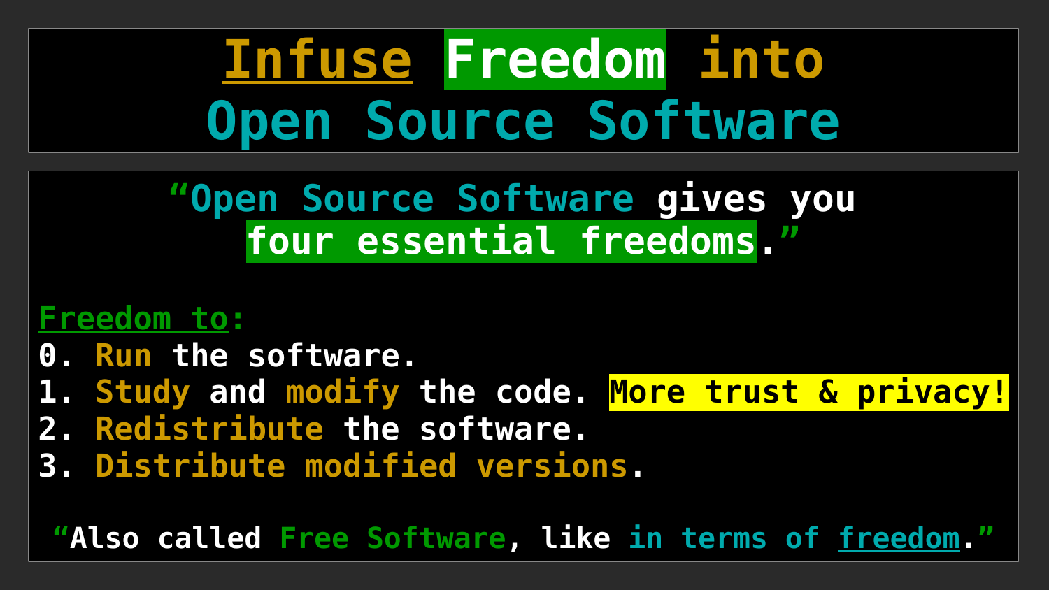# Infuse Freedom into Open Source Software

“Open Source Software gives you **four essential freedoms**.”

Freedom to:

0. Run the software.
1. Study and modify the code. **More trust & privacy!**
2. Redistribute the software.
3. Distribute modified versions.

“Also called Free Software, like in terms of freedom.”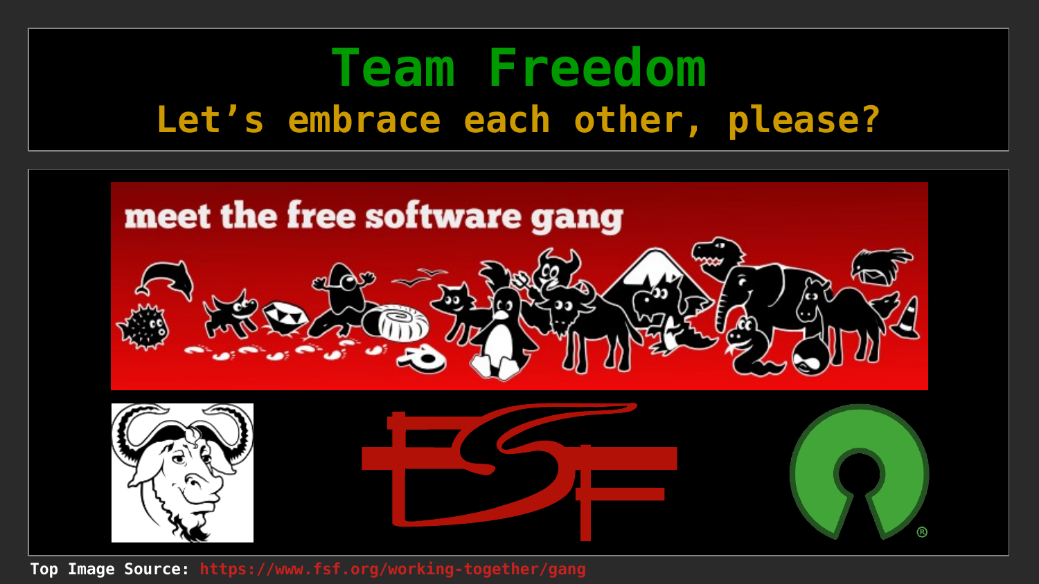# Team Freedom

## Let's embrace each other, please?

**Top Image Source:** https://www.fsf.org/working-together/gang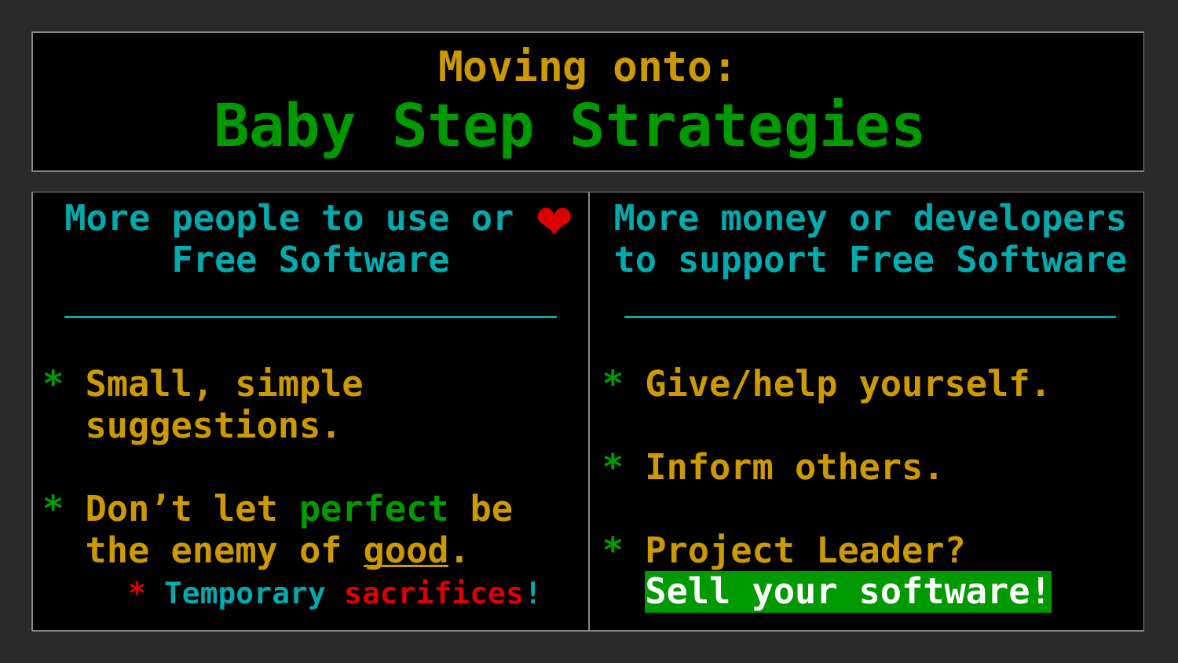Moving onto:

# Baby Step Strategies

## More people to use or ❤ Free Software

* Small, simple suggestions.
* Don't let perfect be the enemy of good.
  * Temporary sacrifices!

## More money or developers to support Free Software

* Give/help yourself.
* Inform others.
* Project Leader? **Sell your software!**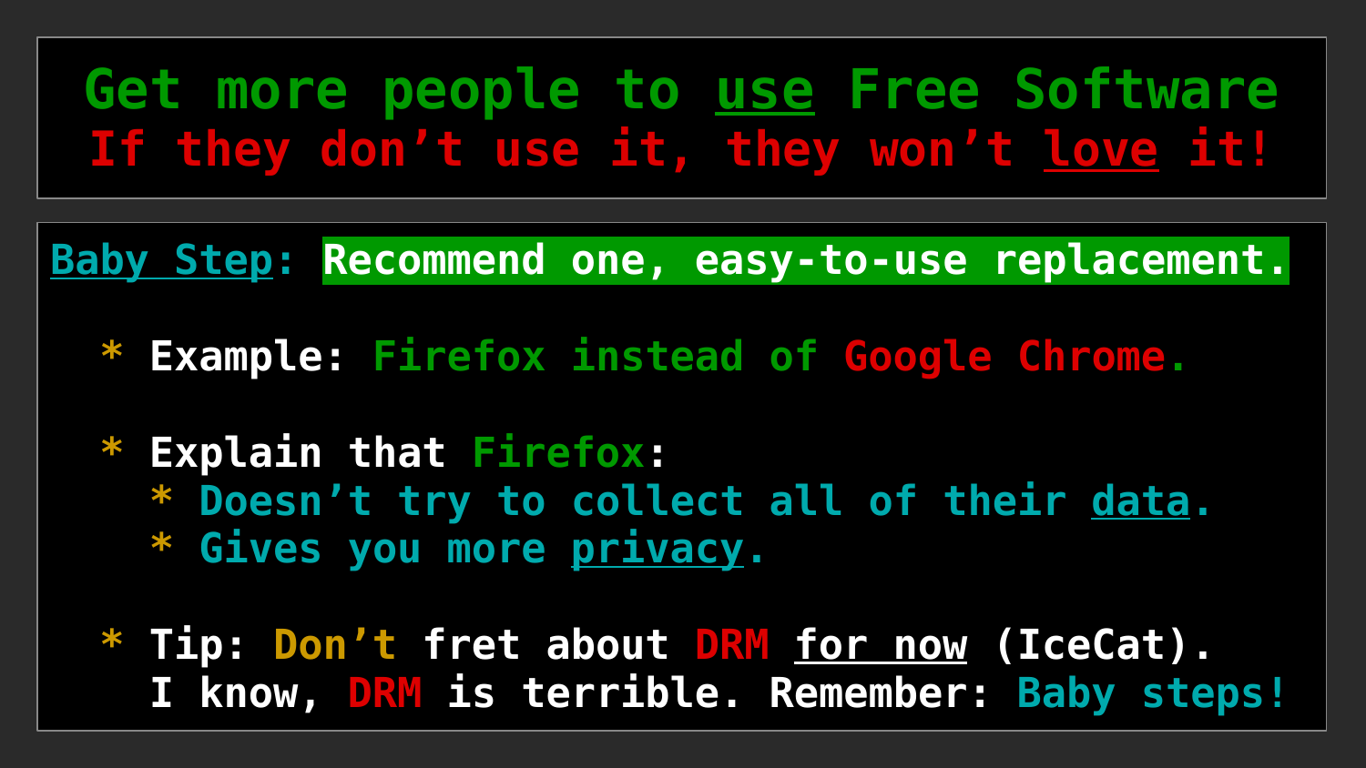# Get more people to <u>use</u> Free Software

## If they don't use it, they won't <u>love</u> it!

<u>Baby Step</u>: **Recommend one, easy-to-use replacement.**

* Example: Firefox instead of Google Chrome.

* Explain that Firefox:
  * Doesn't try to collect all of their <u>data</u>.
  * Gives you more <u>privacy</u>.

* Tip: Don't fret about DRM <u>for now</u> (IceCat).
  I know, DRM is terrible. Remember: Baby steps!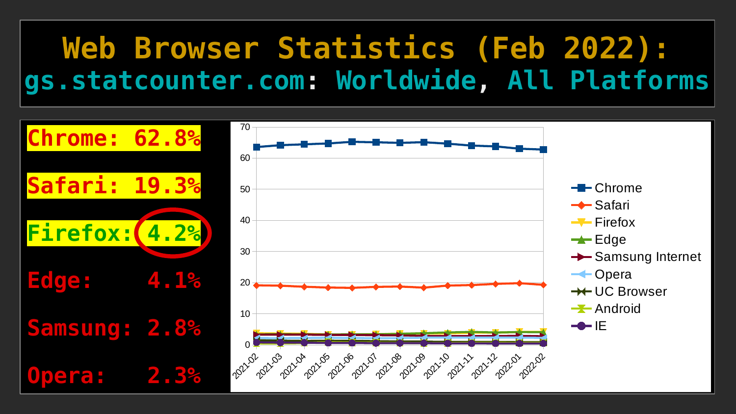# Web Browser Statistics (Feb 2022):

## gs.statcounter.com: Worldwide, All Platforms

Chrome: 62.8%

Safari: 19.3%

Firefox: 4.2%

Edge: 4.1%

Samsung: 2.8%

Opera: 2.3%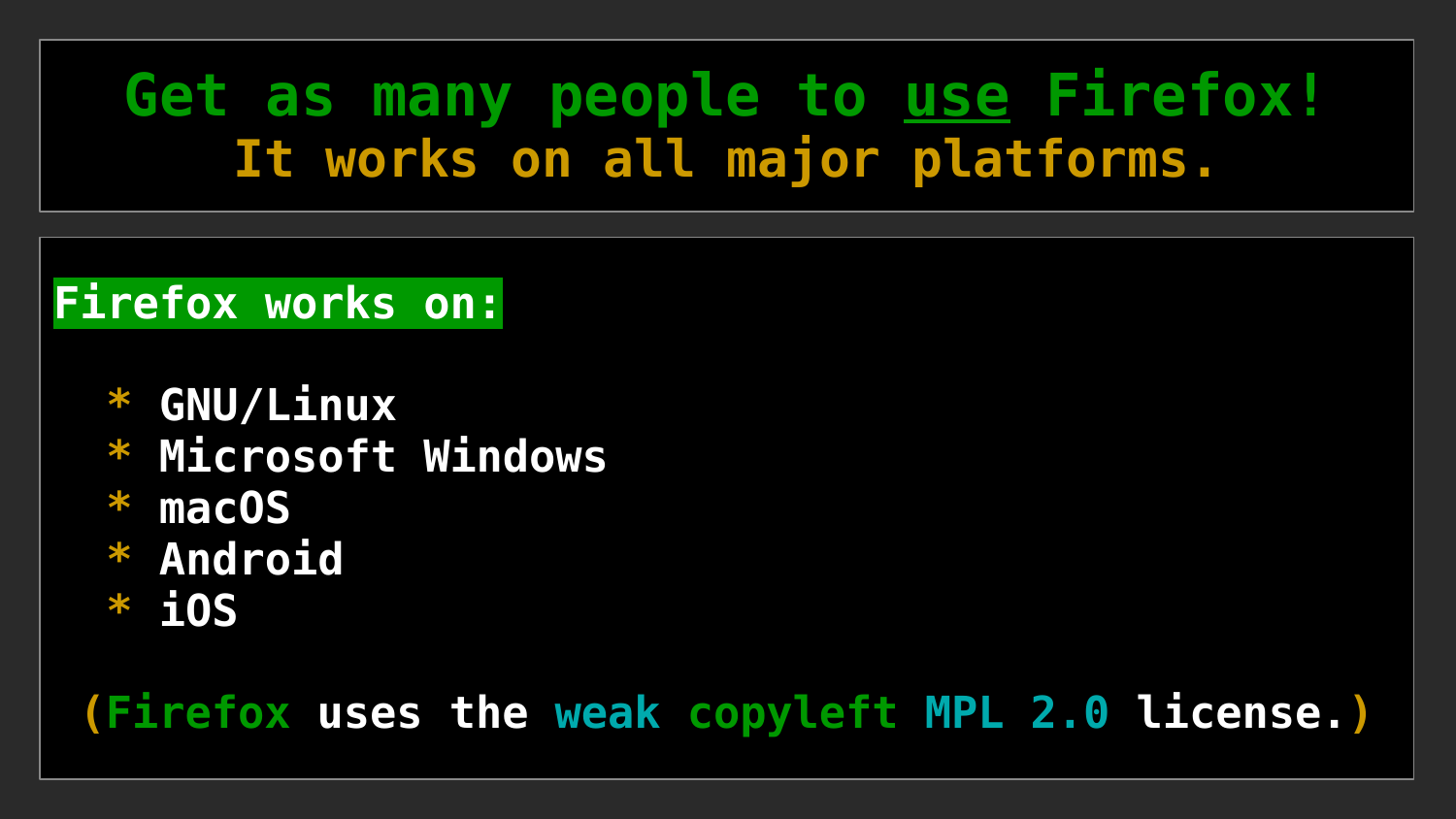# Get as many people to <u>use</u> Firefox!

## It works on all major platforms.

**Firefox works on:**

* GNU/Linux
* Microsoft Windows
* macOS
* Android
* iOS

(Firefox uses the weak copyleft MPL 2.0 license.)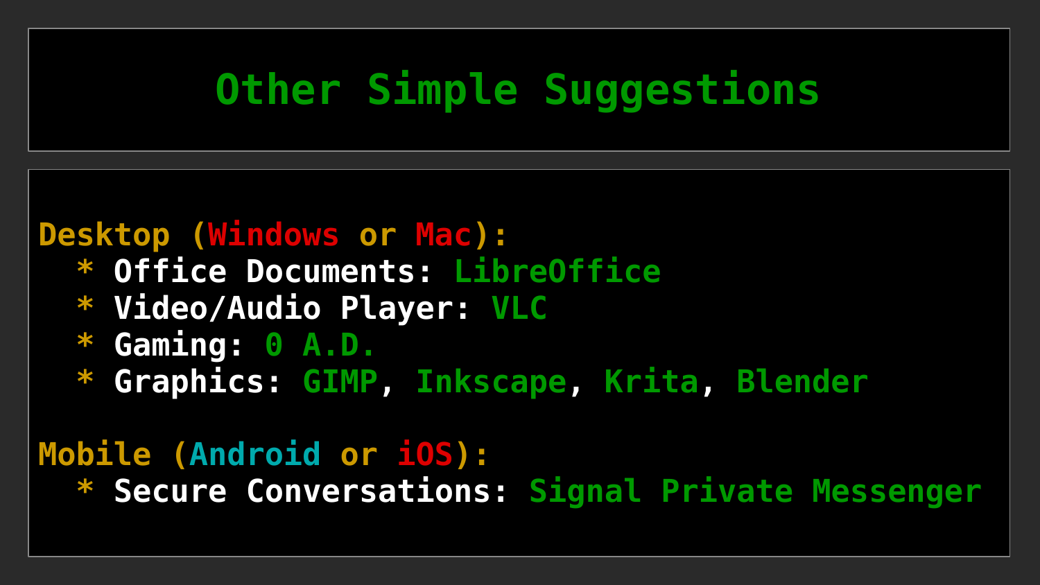# Other Simple Suggestions

Desktop (Windows or Mac):

  * Office Documents: LibreOffice
  * Video/Audio Player: VLC
  * Gaming: 0 A.D.
  * Graphics: GIMP, Inkscape, Krita, Blender

Mobile (Android or iOS):

  * Secure Conversations: Signal Private Messenger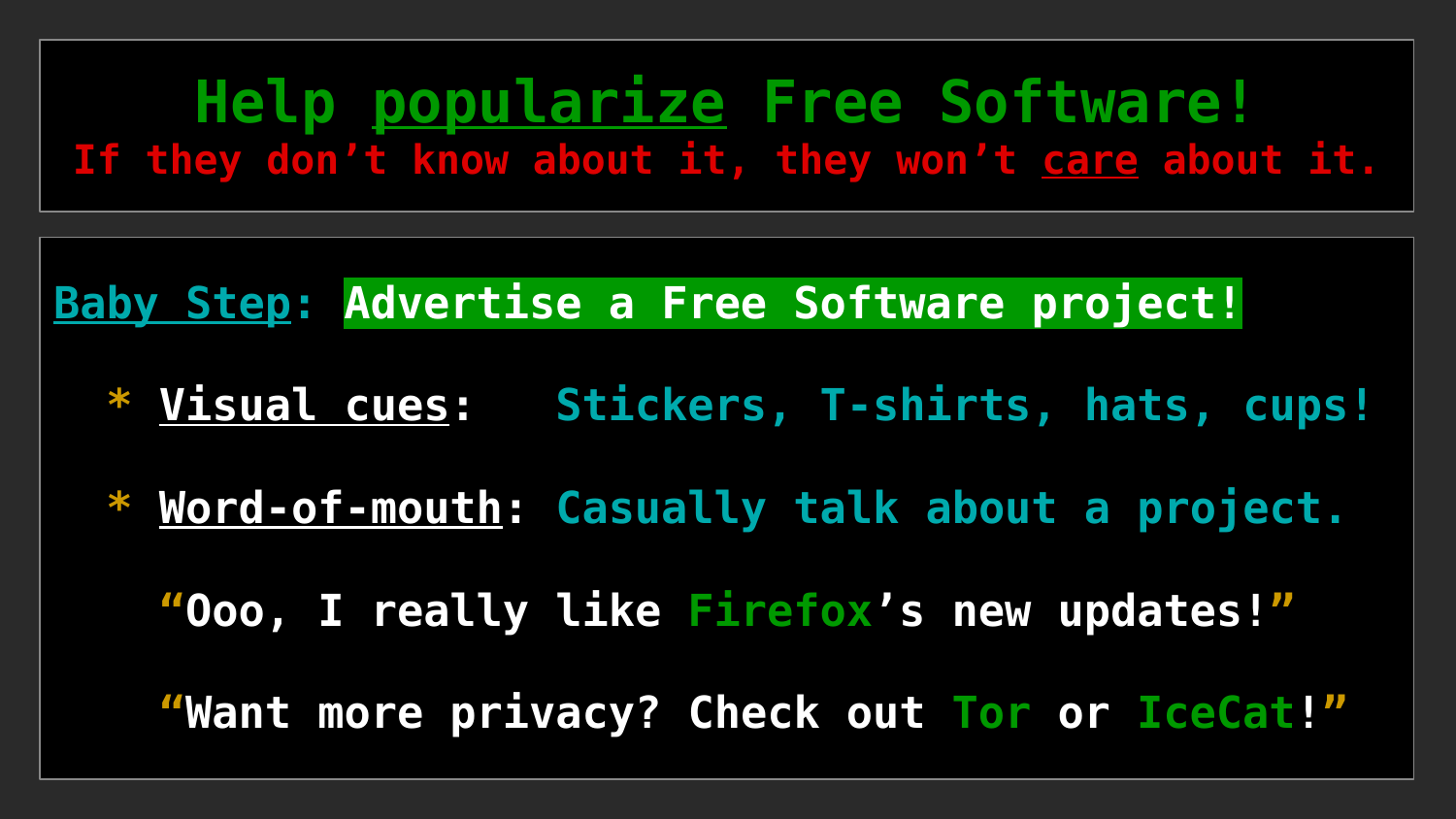# Help popularize Free Software!

**If they don’t know about it, they won’t care about it.**

**Baby Step: Advertise a Free Software project!**

* **Visual cues**: Stickers, T-shirts, hats, cups!
* **Word-of-mouth**: Casually talk about a project.

  “Ooo, I really like Firefox’s new updates!”

  “Want more privacy? Check out Tor or IceCat!”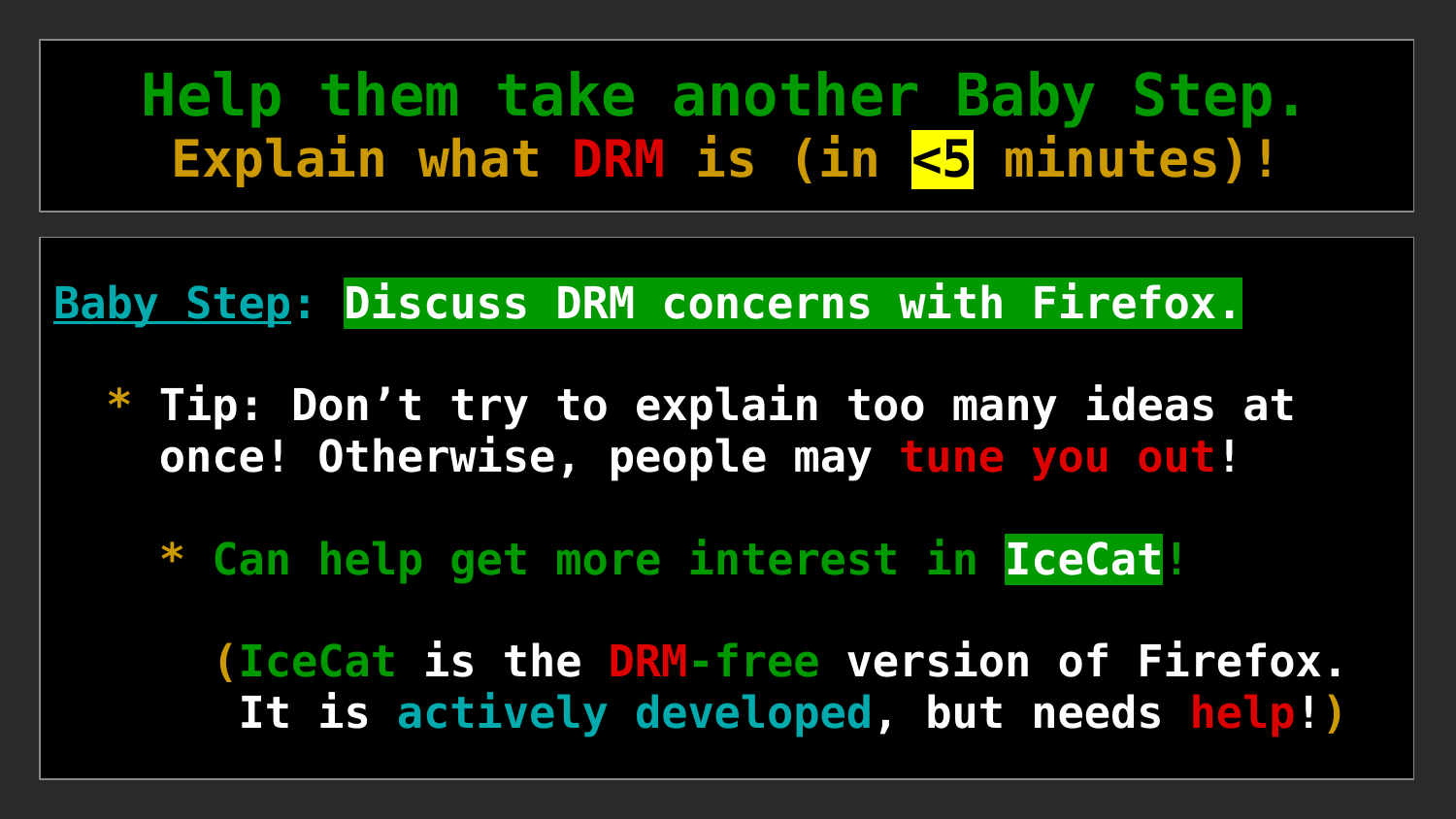# Help them take another Baby Step.

## Explain what DRM is (in <5 minutes)!

Baby Step: **Discuss DRM concerns with Firefox.**

* Tip: Don't try to explain too many ideas at once! Otherwise, people may tune you out!

  * Can help get more interest in IceCat!

    (IceCat is the DRM-free version of Firefox. It is actively developed, but needs help!)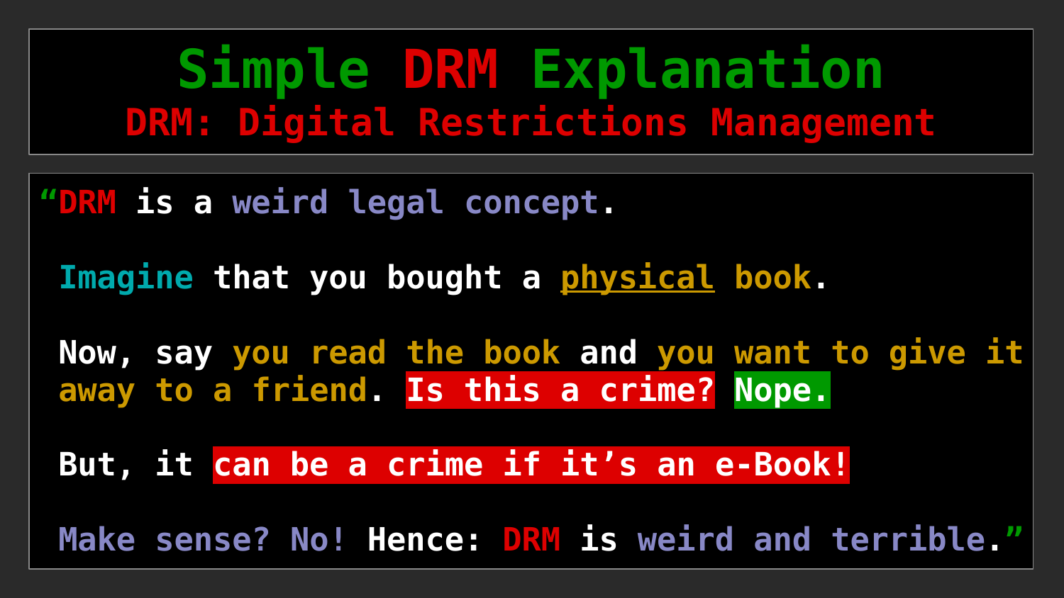# Simple DRM Explanation

## DRM: Digital Restrictions Management

"DRM is a weird legal concept.

Imagine that you bought a physical book.

Now, say you read the book and you want to give it away to a friend. **Is this a crime?** **Nope.**

But, it **can be a crime if it's an e-Book!**

Make sense? No! Hence: DRM is weird and terrible."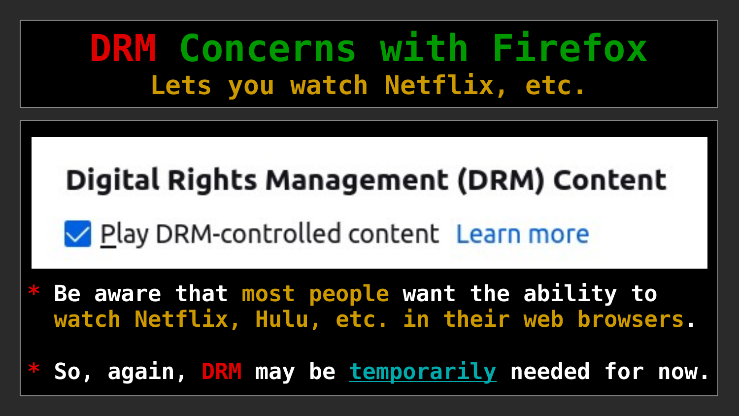# DRM Concerns with Firefox

## Lets you watch Netflix, etc.

**Digital Rights Management (DRM) Content**

☑ Play DRM-controlled content Learn more

* Be aware that most people want the ability to watch Netflix, Hulu, etc. in their web browsers.

* So, again, DRM may be temporarily needed for now.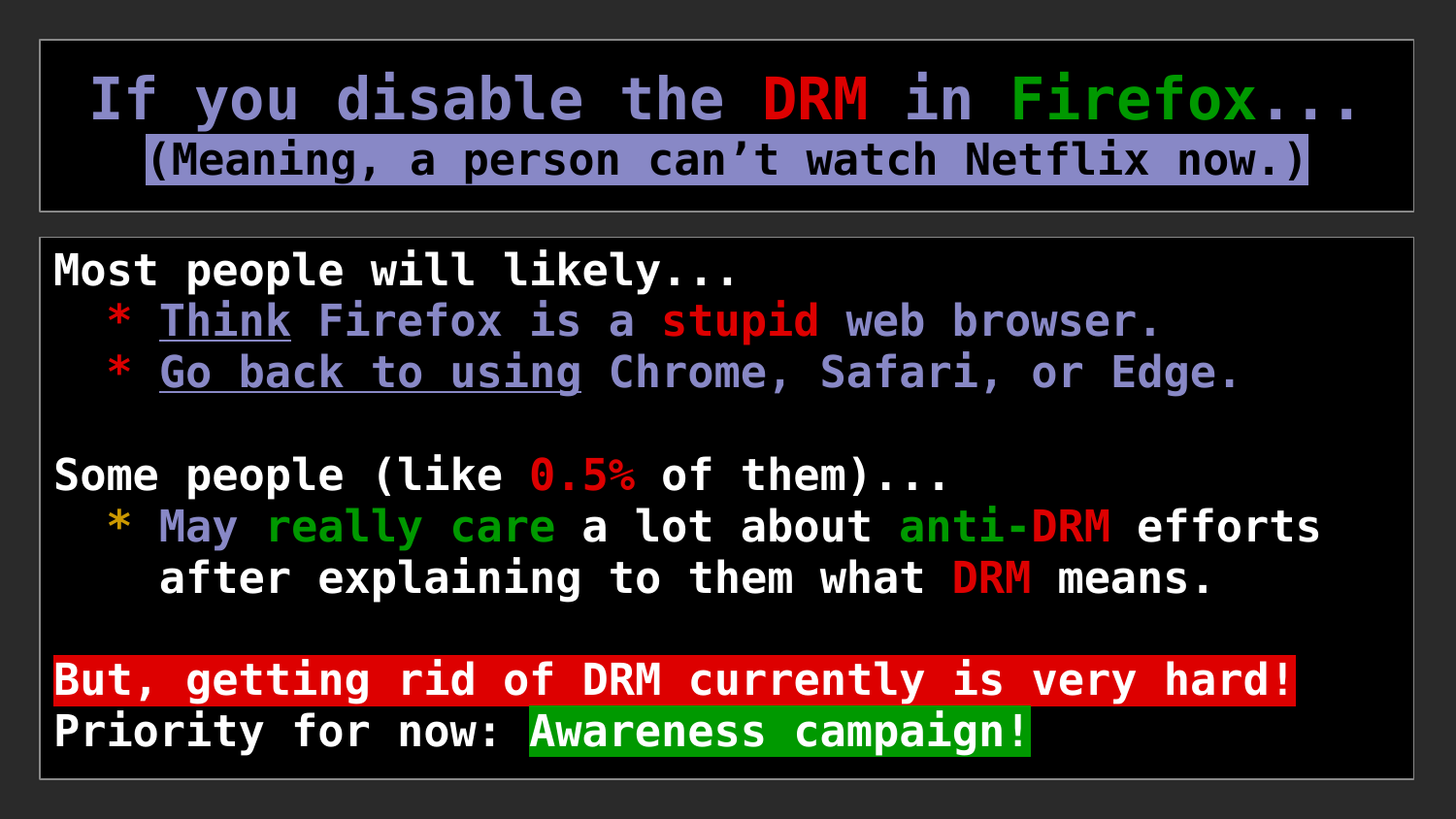# If you disable the DRM in Firefox...

**(Meaning, a person can’t watch Netflix now.)**

Most people will likely...

* Think Firefox is a stupid web browser.
* Go back to using Chrome, Safari, or Edge.

Some people (like 0.5% of them)...

* May really care a lot about anti-DRM efforts after explaining to them what DRM means.

**But, getting rid of DRM currently is very hard!**

Priority for now: **Awareness campaign!**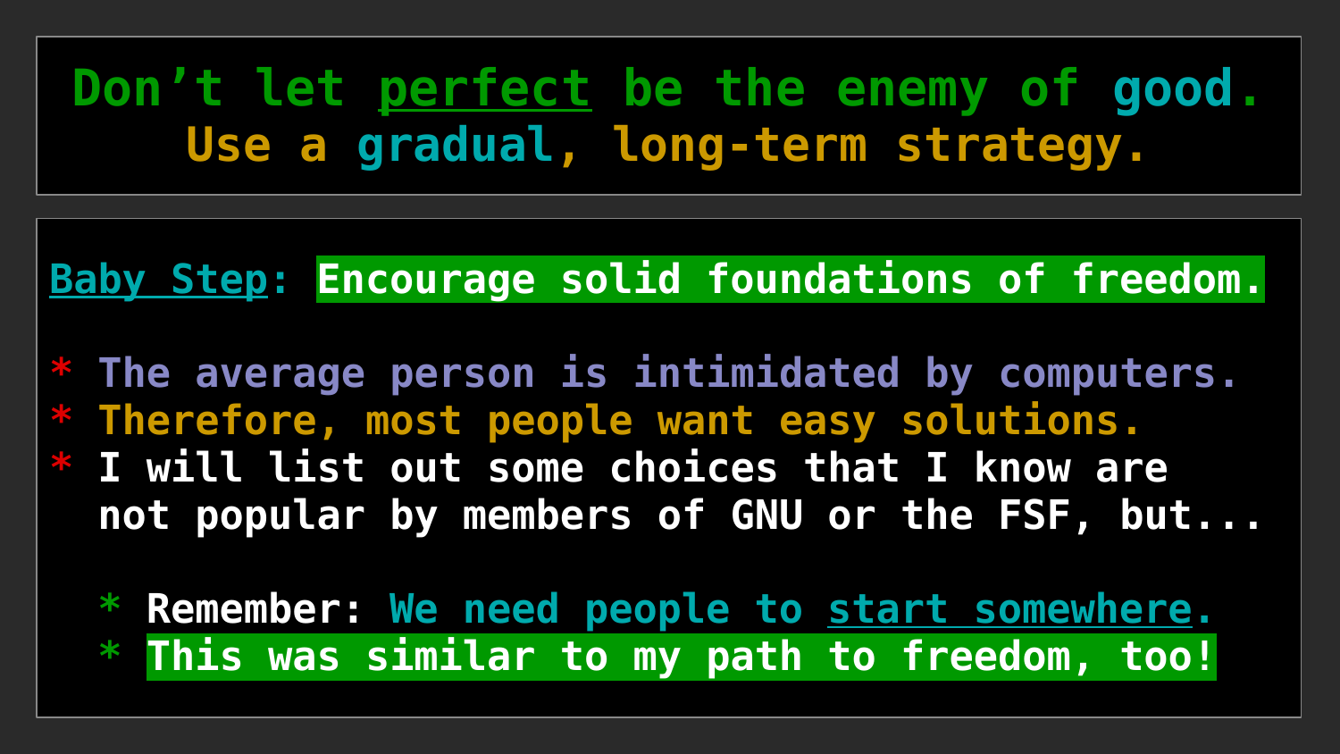# Don't let perfect be the enemy of good.
# Use a gradual, long-term strategy.

**Baby Step:** **Encourage solid foundations of freedom.**

* The average person is intimidated by computers.
* Therefore, most people want easy solutions.
* I will list out some choices that I know are not popular by members of GNU or the FSF, but...

  * Remember: We need people to start somewhere.
  * **This was similar to my path to freedom, too!**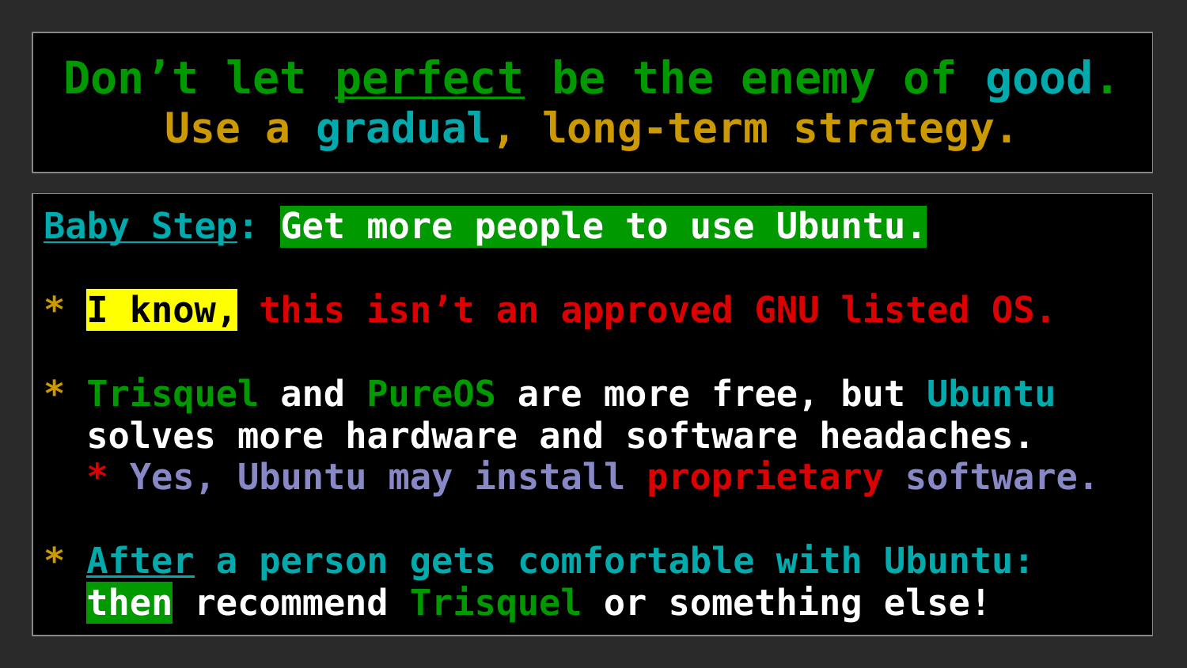## Don't let perfect be the enemy of good.
## Use a gradual, long-term strategy.

**Baby Step: Get more people to use Ubuntu.**

* I know, this isn't an approved GNU listed OS.

* Trisquel and PureOS are more free, but Ubuntu solves more hardware and software headaches.
  * Yes, Ubuntu may install proprietary software.

* After a person gets comfortable with Ubuntu: then recommend Trisquel or something else!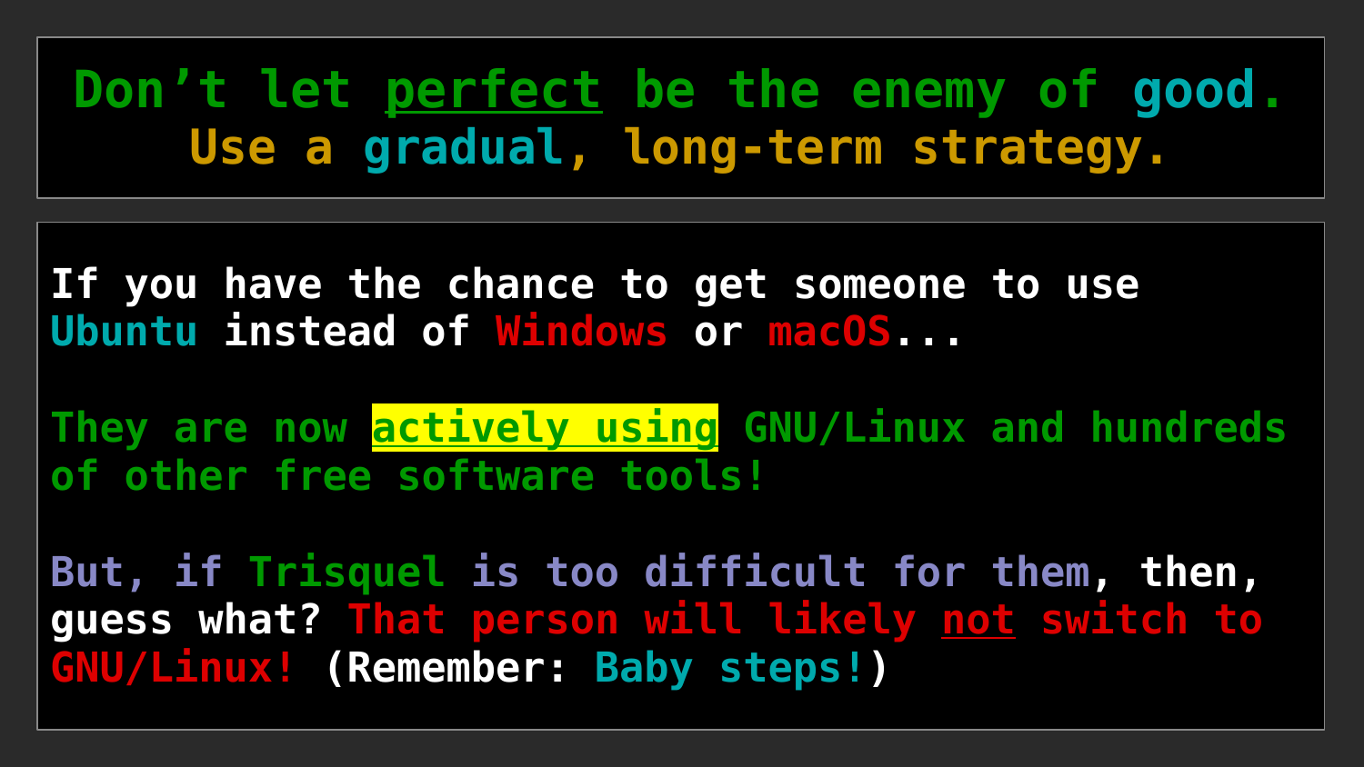**Don't let perfect be the enemy of good.**
**Use a gradual, long-term strategy.**

If you have the chance to get someone to use Ubuntu instead of Windows or macOS...

They are now **actively using** GNU/Linux and hundreds of other free software tools!

But, if Trisquel is too difficult for them, then, guess what? That person will likely not switch to GNU/Linux! (Remember: Baby steps!)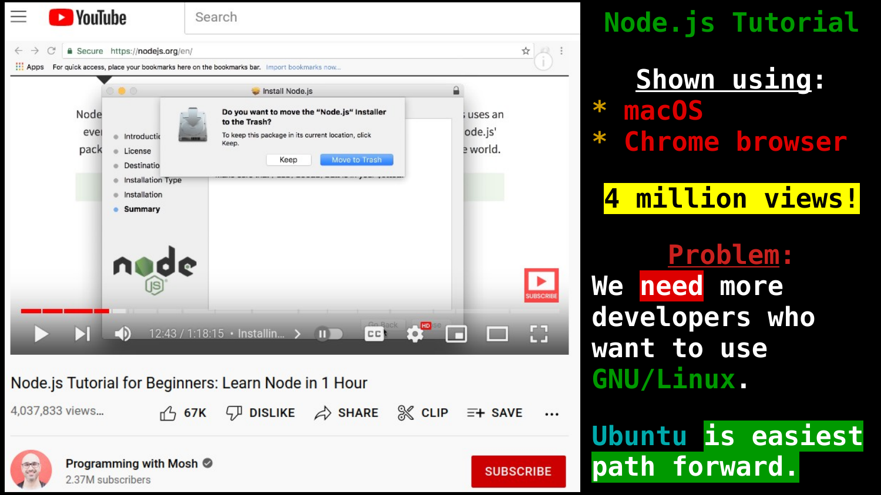# Node.js Tutorial

**Shown using:**

* macOS
* Chrome browser

**4 million views!**

**Problem:**

We **need** more developers who want to use GNU/Linux.

Ubuntu **is easiest path forward.**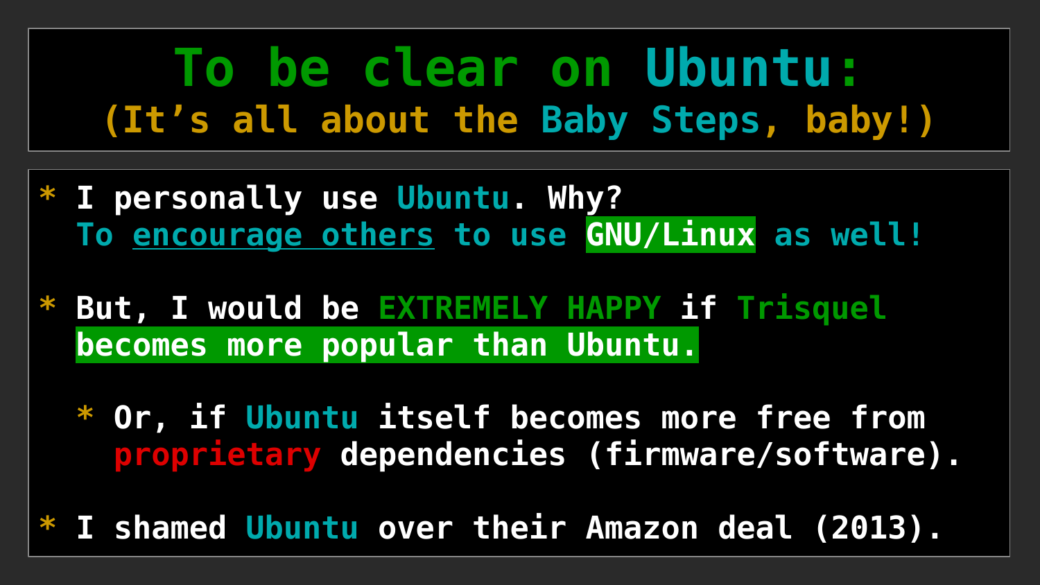# To be clear on Ubuntu:

## (It's all about the Baby Steps, baby!)

* I personally use Ubuntu. Why?
  To encourage others to use **GNU/Linux** as well!

* But, I would be EXTREMELY HAPPY if Trisquel **becomes more popular than Ubuntu.**

  * Or, if Ubuntu itself becomes more free from proprietary dependencies (firmware/software).

* I shamed Ubuntu over their Amazon deal (2013).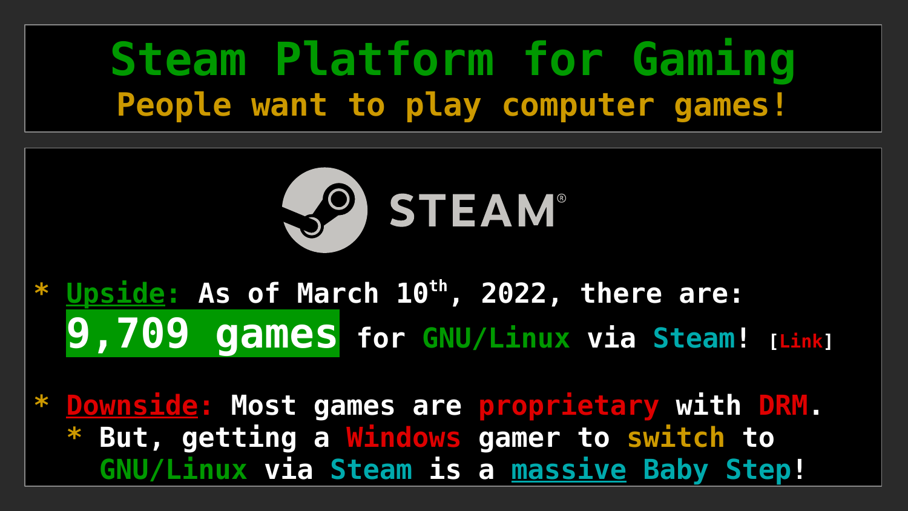# Steam Platform for Gaming

## People want to play computer games!

STEAM®

* Upside: As of March 10th, 2022, there are:
  **9,709 games** for GNU/Linux via Steam! [Link]

* Downside: Most games are proprietary with DRM.
  * But, getting a Windows gamer to switch to GNU/Linux via Steam is a massive Baby Step!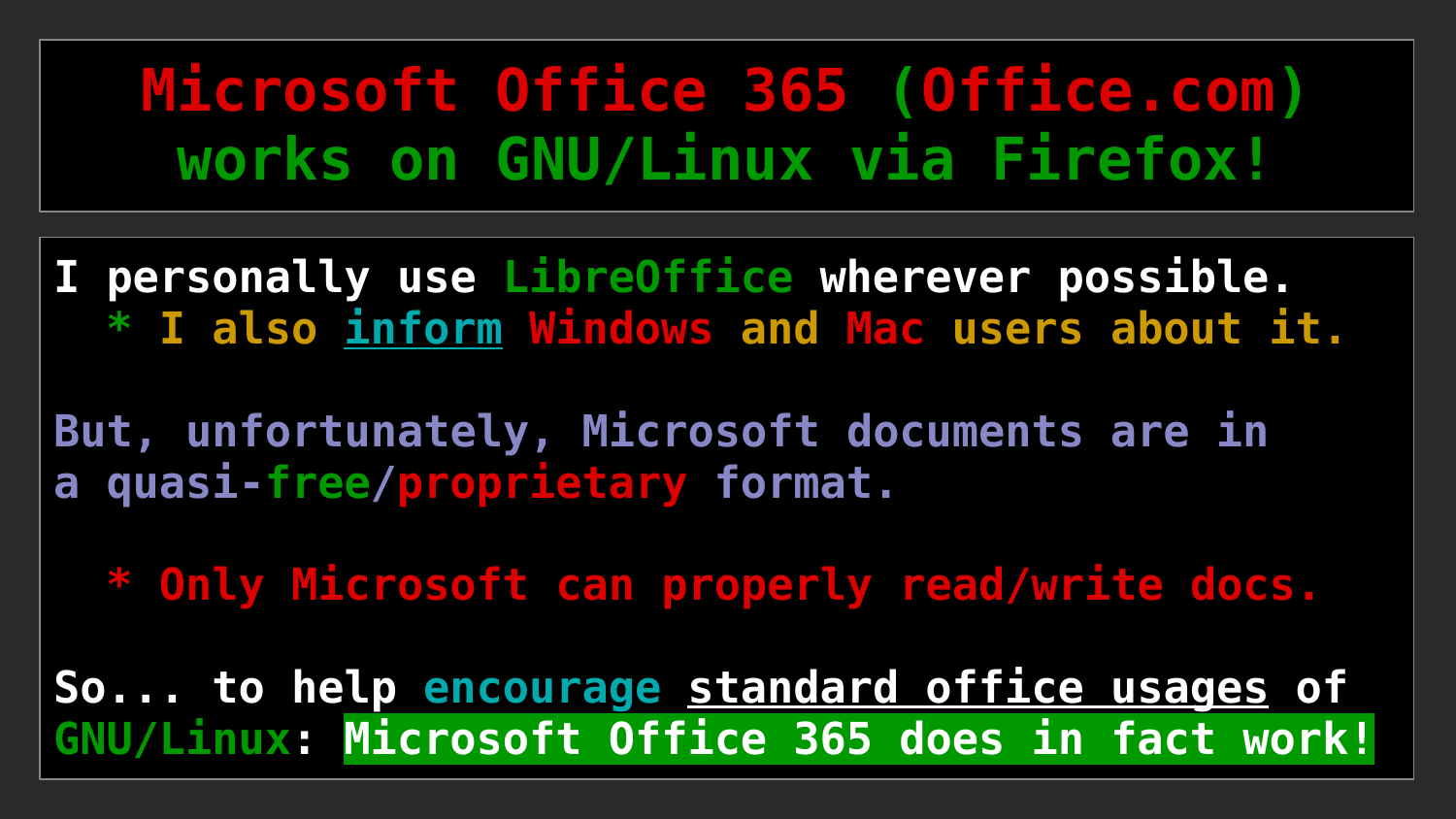# Microsoft Office 365 (Office.com) works on GNU/Linux via Firefox!

I personally use LibreOffice wherever possible.

- I also inform Windows and Mac users about it.

But, unfortunately, Microsoft documents are in a quasi-free/proprietary format.

- Only Microsoft can properly read/write docs.

So... to help encourage standard office usages of GNU/Linux: **Microsoft Office 365 does in fact work!**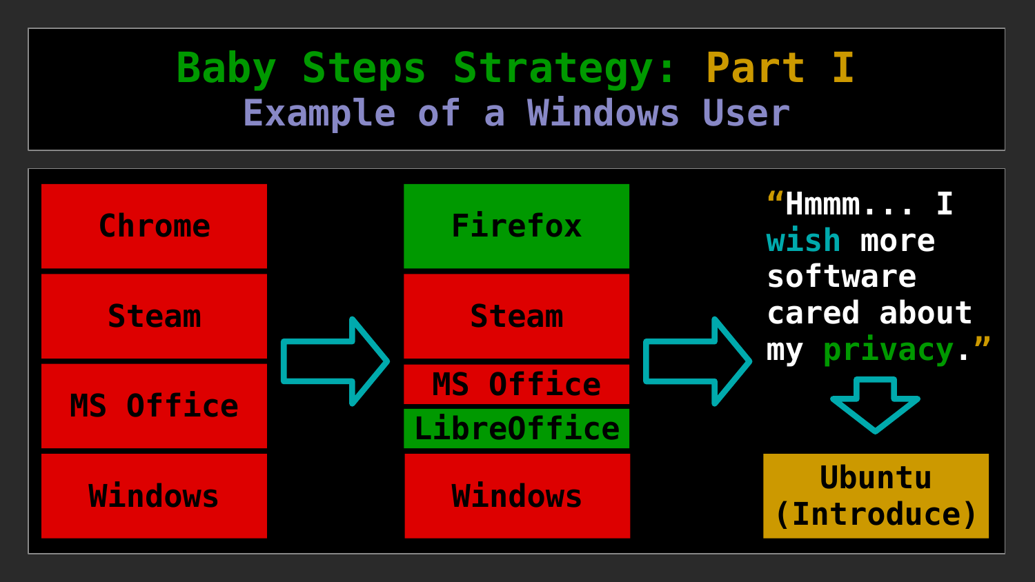# Baby Steps Strategy: Part I

## Example of a Windows User

| Chrome |
| --- |
| Steam |
| MS Office |
| Windows |

→

| Firefox |
| --- |
| Steam |
| MS Office |
| LibreOffice |
| Windows |

→

"Hmmm... I wish more software cared about my privacy."

↓

Ubuntu (Introduce)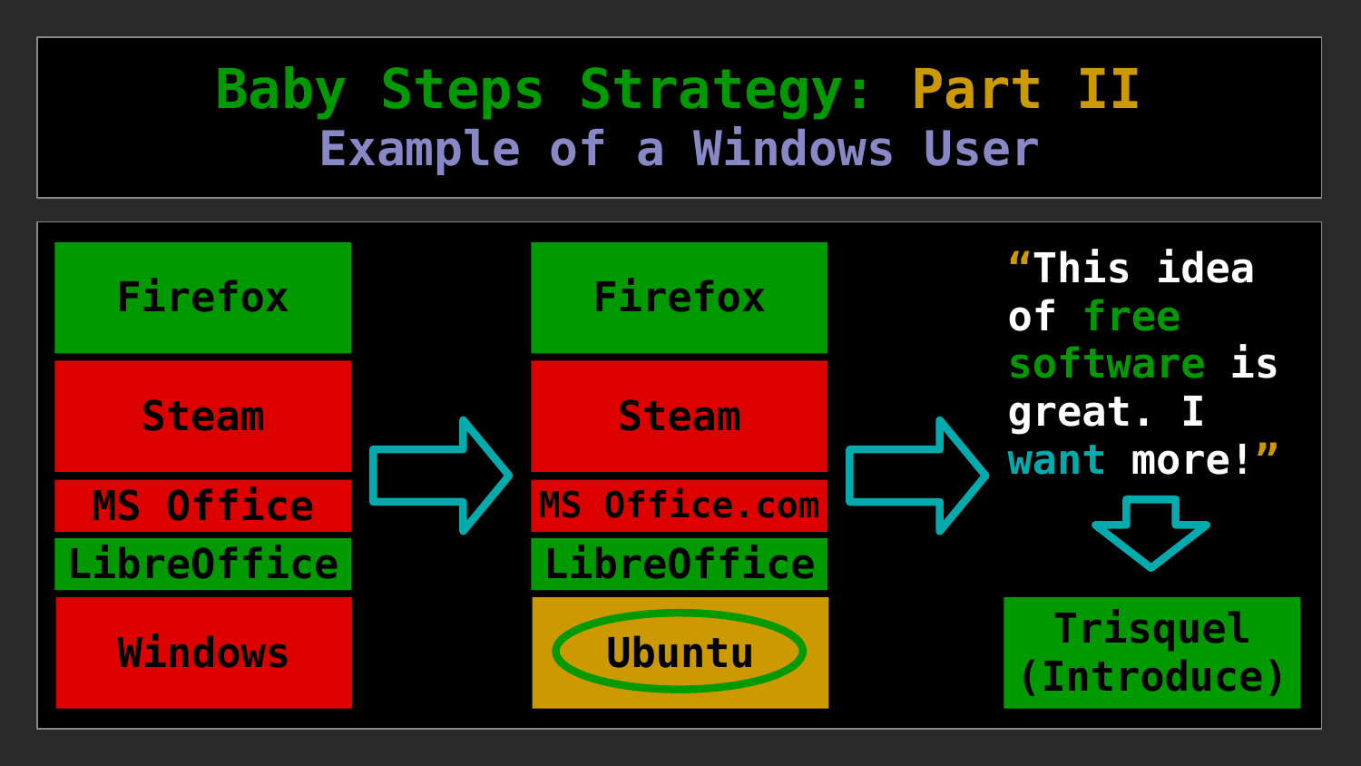# Baby Steps Strategy: Part II

## Example of a Windows User

| Before |
| --- |
| Firefox |
| Steam |
| MS Office |
| LibreOffice |
| Windows |

→

| After |
| --- |
| Firefox |
| Steam |
| MS Office.com |
| LibreOffice |
| Ubuntu |

→

"This idea of free software is great. I want more!"

↓

Trisquel (Introduce)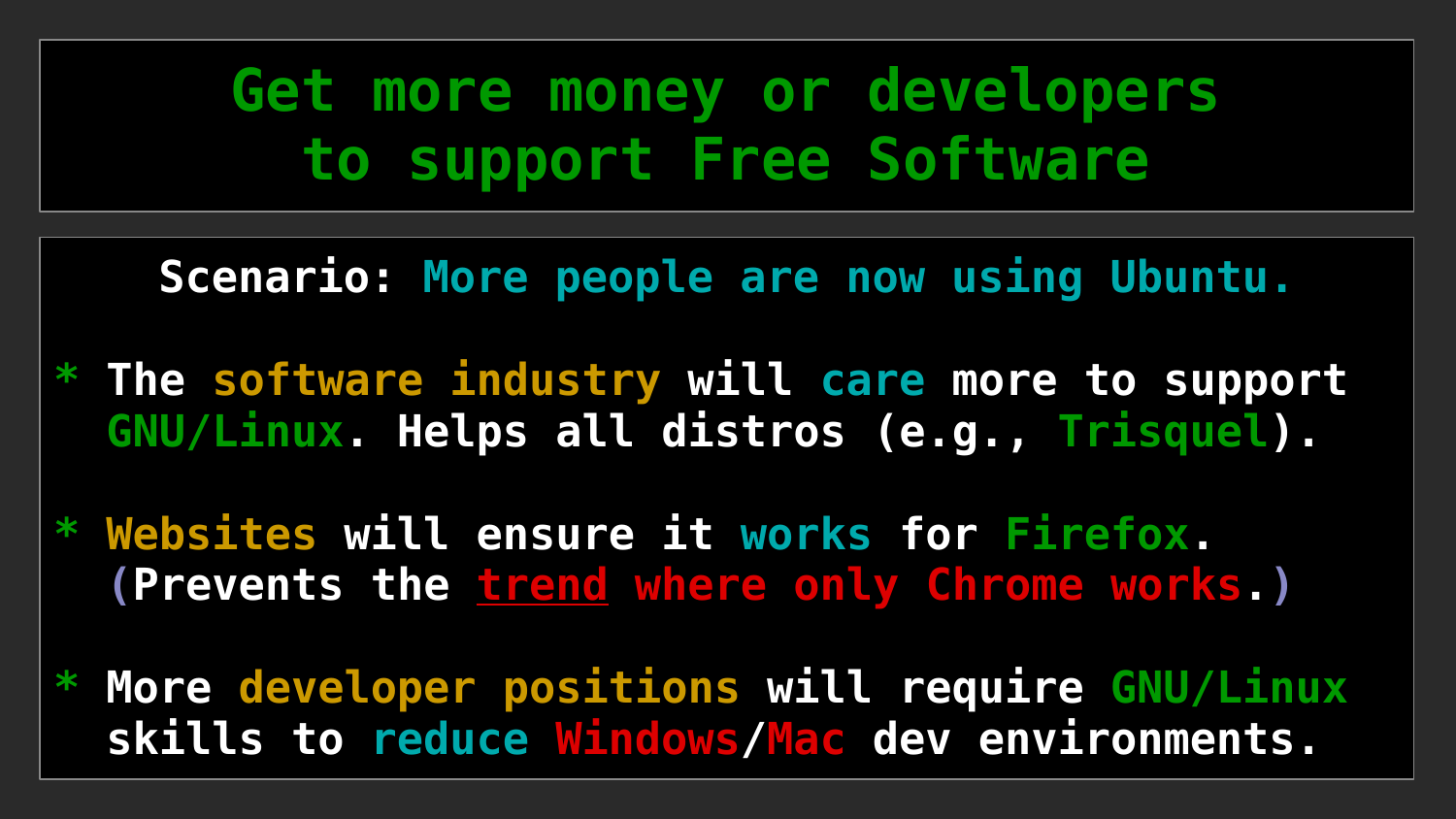# Get more money or developers to support Free Software

Scenario: More people are now using Ubuntu.

* The software industry will care more to support GNU/Linux. Helps all distros (e.g., Trisquel).

* Websites will ensure it works for Firefox. (Prevents the trend where only Chrome works.)

* More developer positions will require GNU/Linux skills to reduce Windows/Mac dev environments.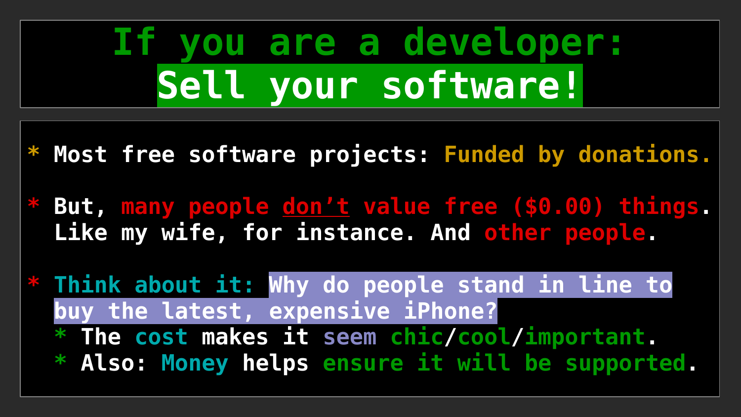# If you are a developer:
# Sell your software!

* Most free software projects: Funded by donations.

* But, many people <u>don't</u> value free ($0.00) things. Like my wife, for instance. And other people.

* Think about it: Why do people stand in line to buy the latest, expensive iPhone?
  * The cost makes it seem chic/cool/important.
  * Also: Money helps ensure it will be supported.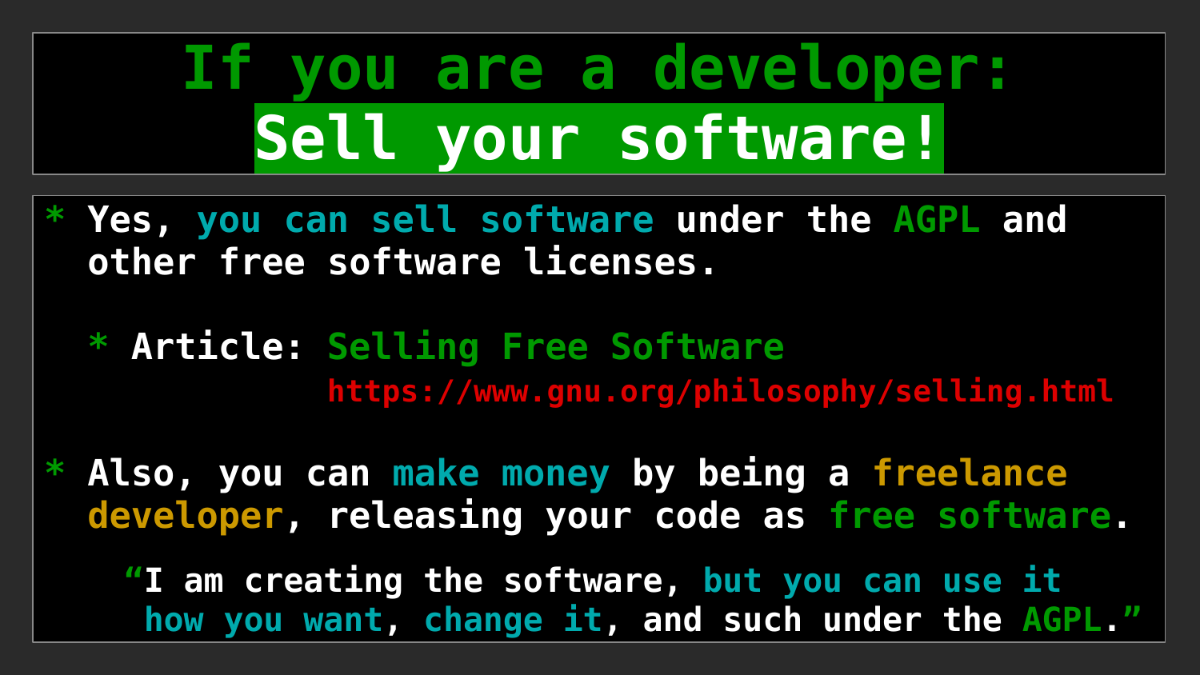# If you are a developer:
# Sell your software!

* Yes, you can sell software under the AGPL and other free software licenses.

  * Article: Selling Free Software
    https://www.gnu.org/philosophy/selling.html

* Also, you can make money by being a freelance developer, releasing your code as free software.

  "I am creating the software, but you can use it how you want, change it, and such under the AGPL."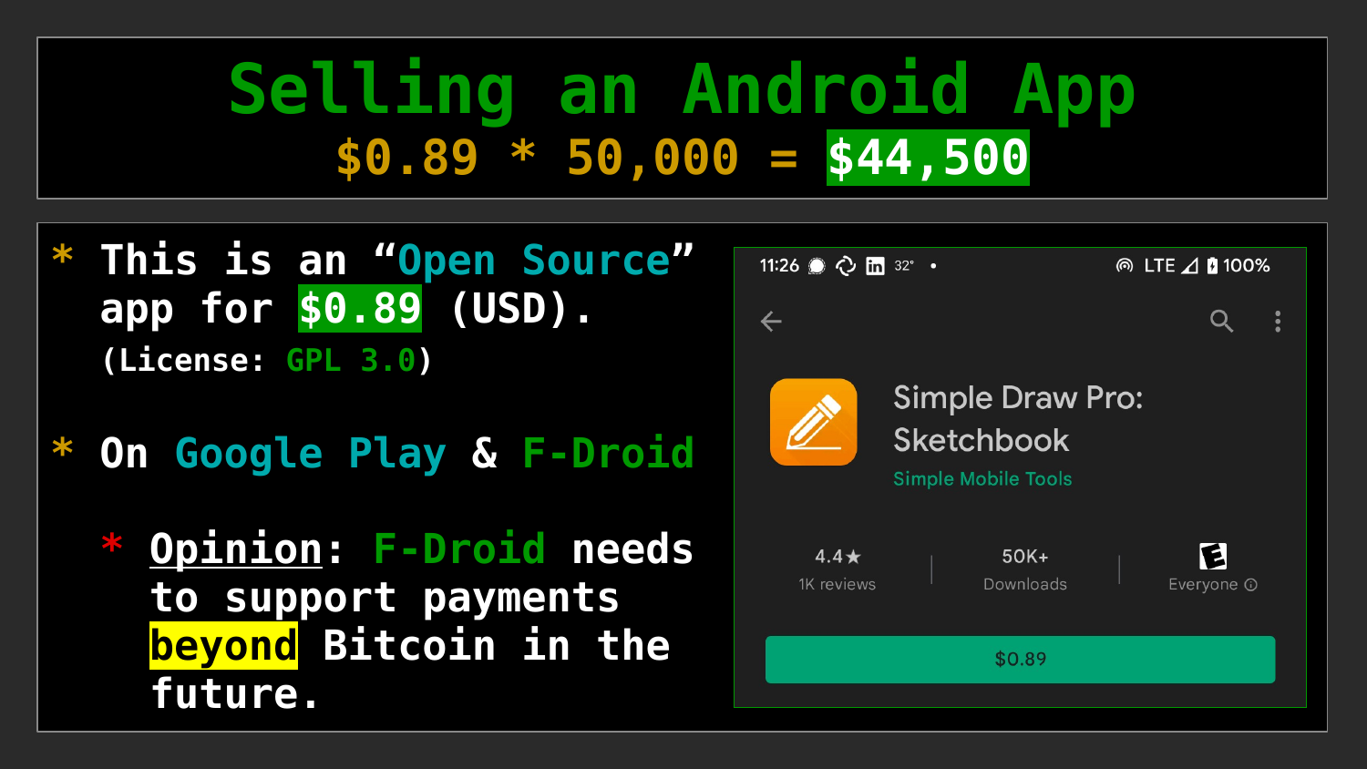# Selling an Android App

## $0.89 * 50,000 = $44,500

* This is an "Open Source" app for $0.89 (USD).
  (License: GPL 3.0)

* On Google Play & F-Droid

  * Opinion: F-Droid needs to support payments beyond Bitcoin in the future.

11:26 32° LTE 100%

Simple Draw Pro: Sketchbook

Simple Mobile Tools

| 4.4★ | 50K+ | Everyone |
| --- | --- | --- |
| 1K reviews | Downloads | |

$0.89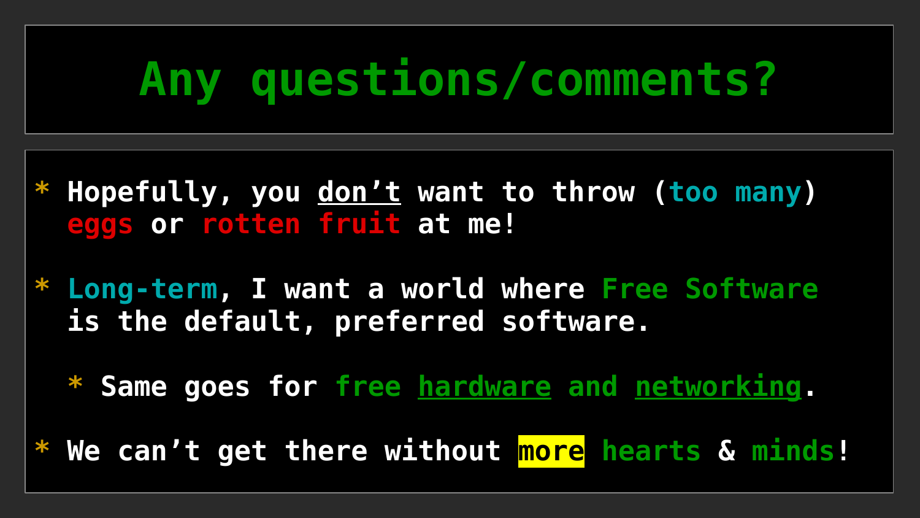# Any questions/comments?

* Hopefully, you don’t want to throw (too many) eggs or rotten fruit at me!

* Long-term, I want a world where Free Software is the default, preferred software.

  * Same goes for free hardware and networking.

* We can’t get there without more hearts & minds!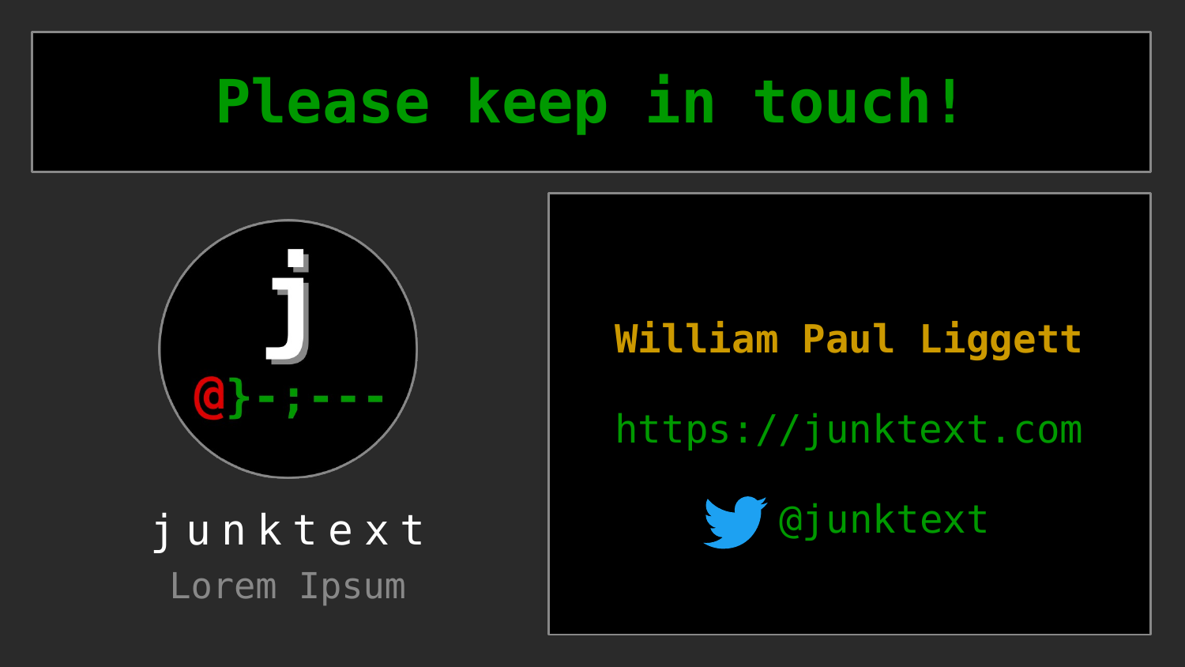# Please keep in touch!

j

@}-;---

junktext

Lorem Ipsum

**William Paul Liggett**

https://junktext.com

@junktext